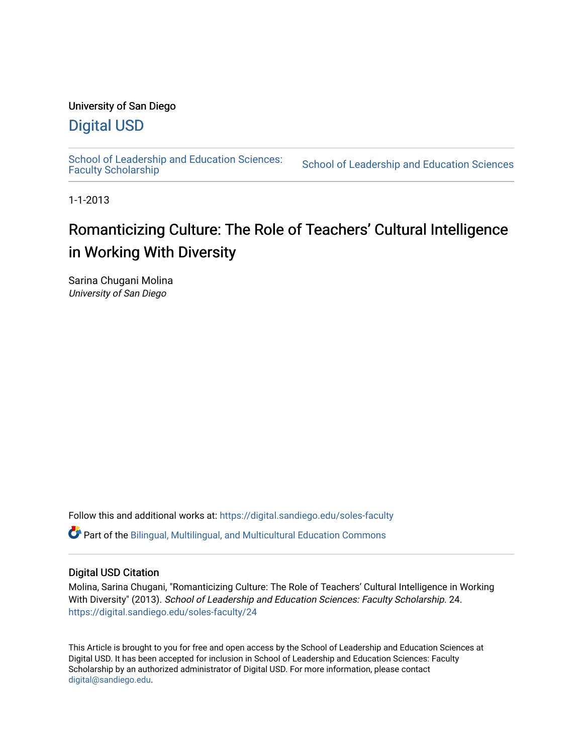University of San Diego

## Digital USD

School of Leadership and Education Sciences: Faculty Scholarship | School of Leadership and Education Sciences

1-1-2013

# Romanticizing Culture: The Role of Teachers' Cultural Intelligence in Working With Diversity

Sarina Chugani Molina
*University of San Diego*

Follow this and additional works at: https://digital.sandiego.edu/soles-faculty

Part of the Bilingual, Multilingual, and Multicultural Education Commons

### Digital USD Citation

Molina, Sarina Chugani, "Romanticizing Culture: The Role of Teachers' Cultural Intelligence in Working With Diversity" (2013). *School of Leadership and Education Sciences: Faculty Scholarship*. 24. https://digital.sandiego.edu/soles-faculty/24

This Article is brought to you for free and open access by the School of Leadership and Education Sciences at Digital USD. It has been accepted for inclusion in School of Leadership and Education Sciences: Faculty Scholarship by an authorized administrator of Digital USD. For more information, please contact digital@sandiego.edu.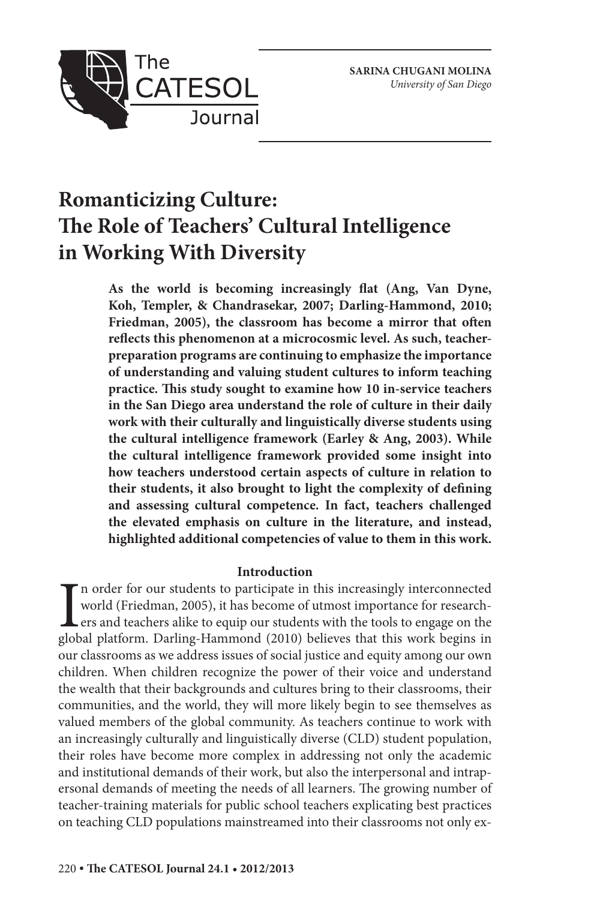SARINA CHUGANI MOLINA
*University of San Diego*

# Romanticizing Culture: The Role of Teachers' Cultural Intelligence in Working With Diversity

**As the world is becoming increasingly flat (Ang, Van Dyne, Koh, Templer, & Chandrasekar, 2007; Darling-Hammond, 2010; Friedman, 2005), the classroom has become a mirror that often reflects this phenomenon at a microcosmic level. As such, teacher-preparation programs are continuing to emphasize the importance of understanding and valuing student cultures to inform teaching practice. This study sought to examine how 10 in-service teachers in the San Diego area understand the role of culture in their daily work with their culturally and linguistically diverse students using the cultural intelligence framework (Earley & Ang, 2003). While the cultural intelligence framework provided some insight into how teachers understood certain aspects of culture in relation to their students, it also brought to light the complexity of defining and assessing cultural competence. In fact, teachers challenged the elevated emphasis on culture in the literature, and instead, highlighted additional competencies of value to them in this work.**

## Introduction

In order for our students to participate in this increasingly interconnected world (Friedman, 2005), it has become of utmost importance for researchers and teachers alike to equip our students with the tools to engage on the global platform. Darling-Hammond (2010) believes that this work begins in our classrooms as we address issues of social justice and equity among our own children. When children recognize the power of their voice and understand the wealth that their backgrounds and cultures bring to their classrooms, their communities, and the world, they will more likely begin to see themselves as valued members of the global community. As teachers continue to work with an increasingly culturally and linguistically diverse (CLD) student population, their roles have become more complex in addressing not only the academic and institutional demands of their work, but also the interpersonal and intrapersonal demands of meeting the needs of all learners. The growing number of teacher-training materials for public school teachers explicating best practices on teaching CLD populations mainstreamed into their classrooms not only ex-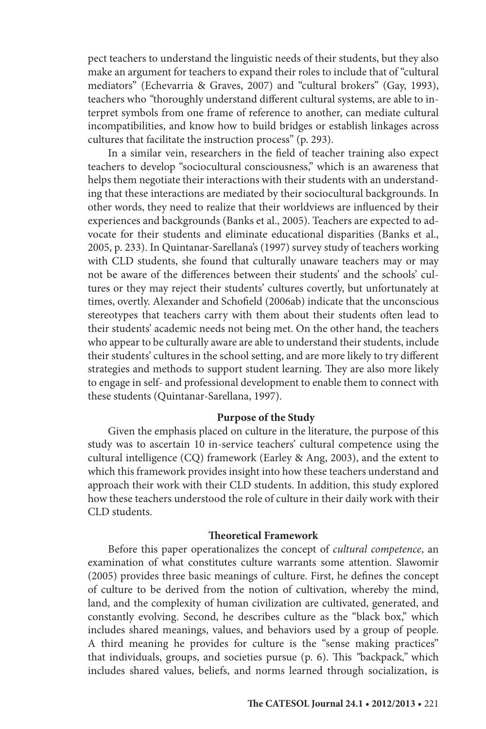pect teachers to understand the linguistic needs of their students, but they also make an argument for teachers to expand their roles to include that of "cultural mediators" (Echevarria & Graves, 2007) and "cultural brokers" (Gay, 1993), teachers who "thoroughly understand different cultural systems, are able to interpret symbols from one frame of reference to another, can mediate cultural incompatibilities, and know how to build bridges or establish linkages across cultures that facilitate the instruction process" (p. 293).

In a similar vein, researchers in the field of teacher training also expect teachers to develop "sociocultural consciousness," which is an awareness that helps them negotiate their interactions with their students with an understanding that these interactions are mediated by their sociocultural backgrounds. In other words, they need to realize that their worldviews are influenced by their experiences and backgrounds (Banks et al., 2005). Teachers are expected to advocate for their students and eliminate educational disparities (Banks et al., 2005, p. 233). In Quintanar-Sarellana's (1997) survey study of teachers working with CLD students, she found that culturally unaware teachers may or may not be aware of the differences between their students' and the schools' cultures or they may reject their students' cultures covertly, but unfortunately at times, overtly. Alexander and Schofield (2006ab) indicate that the unconscious stereotypes that teachers carry with them about their students often lead to their students' academic needs not being met. On the other hand, the teachers who appear to be culturally aware are able to understand their students, include their students' cultures in the school setting, and are more likely to try different strategies and methods to support student learning. They are also more likely to engage in self- and professional development to enable them to connect with these students (Quintanar-Sarellana, 1997).

## Purpose of the Study

Given the emphasis placed on culture in the literature, the purpose of this study was to ascertain 10 in-service teachers' cultural competence using the cultural intelligence (CQ) framework (Earley & Ang, 2003), and the extent to which this framework provides insight into how these teachers understand and approach their work with their CLD students. In addition, this study explored how these teachers understood the role of culture in their daily work with their CLD students.

## Theoretical Framework

Before this paper operationalizes the concept of *cultural competence*, an examination of what constitutes culture warrants some attention. Slawomir (2005) provides three basic meanings of culture. First, he defines the concept of culture to be derived from the notion of cultivation, whereby the mind, land, and the complexity of human civilization are cultivated, generated, and constantly evolving. Second, he describes culture as the "black box," which includes shared meanings, values, and behaviors used by a group of people. A third meaning he provides for culture is the "sense making practices" that individuals, groups, and societies pursue (p. 6). This "backpack," which includes shared values, beliefs, and norms learned through socialization, is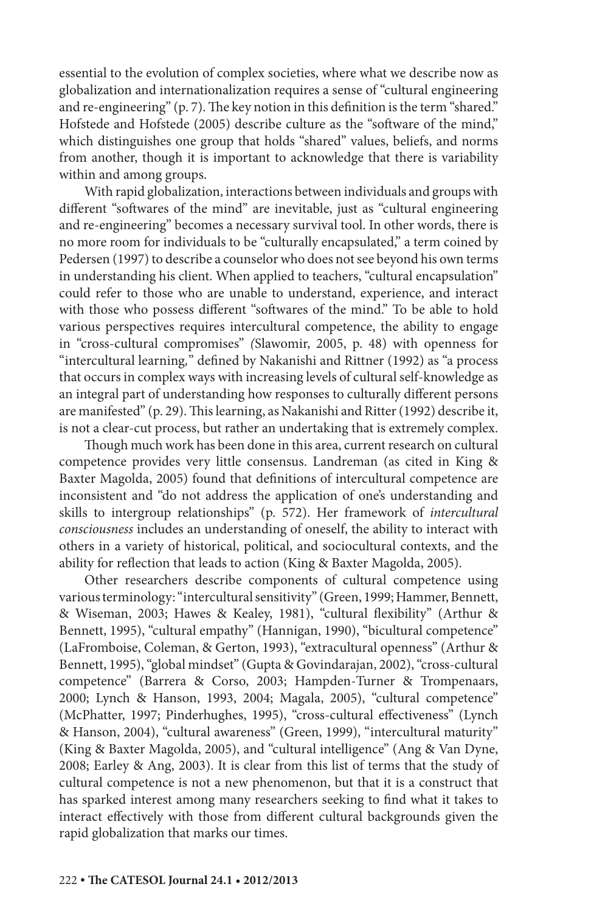essential to the evolution of complex societies, where what we describe now as globalization and internationalization requires a sense of "cultural engineering and re-engineering" (p. 7). The key notion in this definition is the term "shared." Hofstede and Hofstede (2005) describe culture as the "software of the mind," which distinguishes one group that holds "shared" values, beliefs, and norms from another, though it is important to acknowledge that there is variability within and among groups.

With rapid globalization, interactions between individuals and groups with different "softwares of the mind" are inevitable, just as "cultural engineering and re-engineering" becomes a necessary survival tool. In other words, there is no more room for individuals to be "culturally encapsulated," a term coined by Pedersen (1997) to describe a counselor who does not see beyond his own terms in understanding his client. When applied to teachers, "cultural encapsulation" could refer to those who are unable to understand, experience, and interact with those who possess different "softwares of the mind." To be able to hold various perspectives requires intercultural competence, the ability to engage in "cross-cultural compromises" (Slawomir, 2005, p. 48) with openness for "intercultural learning," defined by Nakanishi and Rittner (1992) as "a process that occurs in complex ways with increasing levels of cultural self-knowledge as an integral part of understanding how responses to culturally different persons are manifested" (p. 29). This learning, as Nakanishi and Ritter (1992) describe it, is not a clear-cut process, but rather an undertaking that is extremely complex.

Though much work has been done in this area, current research on cultural competence provides very little consensus. Landreman (as cited in King & Baxter Magolda, 2005) found that definitions of intercultural competence are inconsistent and "do not address the application of one's understanding and skills to intergroup relationships" (p. 572). Her framework of *intercultural consciousness* includes an understanding of oneself, the ability to interact with others in a variety of historical, political, and sociocultural contexts, and the ability for reflection that leads to action (King & Baxter Magolda, 2005).

Other researchers describe components of cultural competence using various terminology: "intercultural sensitivity" (Green, 1999; Hammer, Bennett, & Wiseman, 2003; Hawes & Kealey, 1981), "cultural flexibility" (Arthur & Bennett, 1995), "cultural empathy" (Hannigan, 1990), "bicultural competence" (LaFromboise, Coleman, & Gerton, 1993), "extracultural openness" (Arthur & Bennett, 1995), "global mindset" (Gupta & Govindarajan, 2002), "cross-cultural competence" (Barrera & Corso, 2003; Hampden-Turner & Trompenaars, 2000; Lynch & Hanson, 1993, 2004; Magala, 2005), "cultural competence" (McPhatter, 1997; Pinderhughes, 1995), "cross-cultural effectiveness" (Lynch & Hanson, 2004), "cultural awareness" (Green, 1999), "intercultural maturity" (King & Baxter Magolda, 2005), and "cultural intelligence" (Ang & Van Dyne, 2008; Earley & Ang, 2003). It is clear from this list of terms that the study of cultural competence is not a new phenomenon, but that it is a construct that has sparked interest among many researchers seeking to find what it takes to interact effectively with those from different cultural backgrounds given the rapid globalization that marks our times.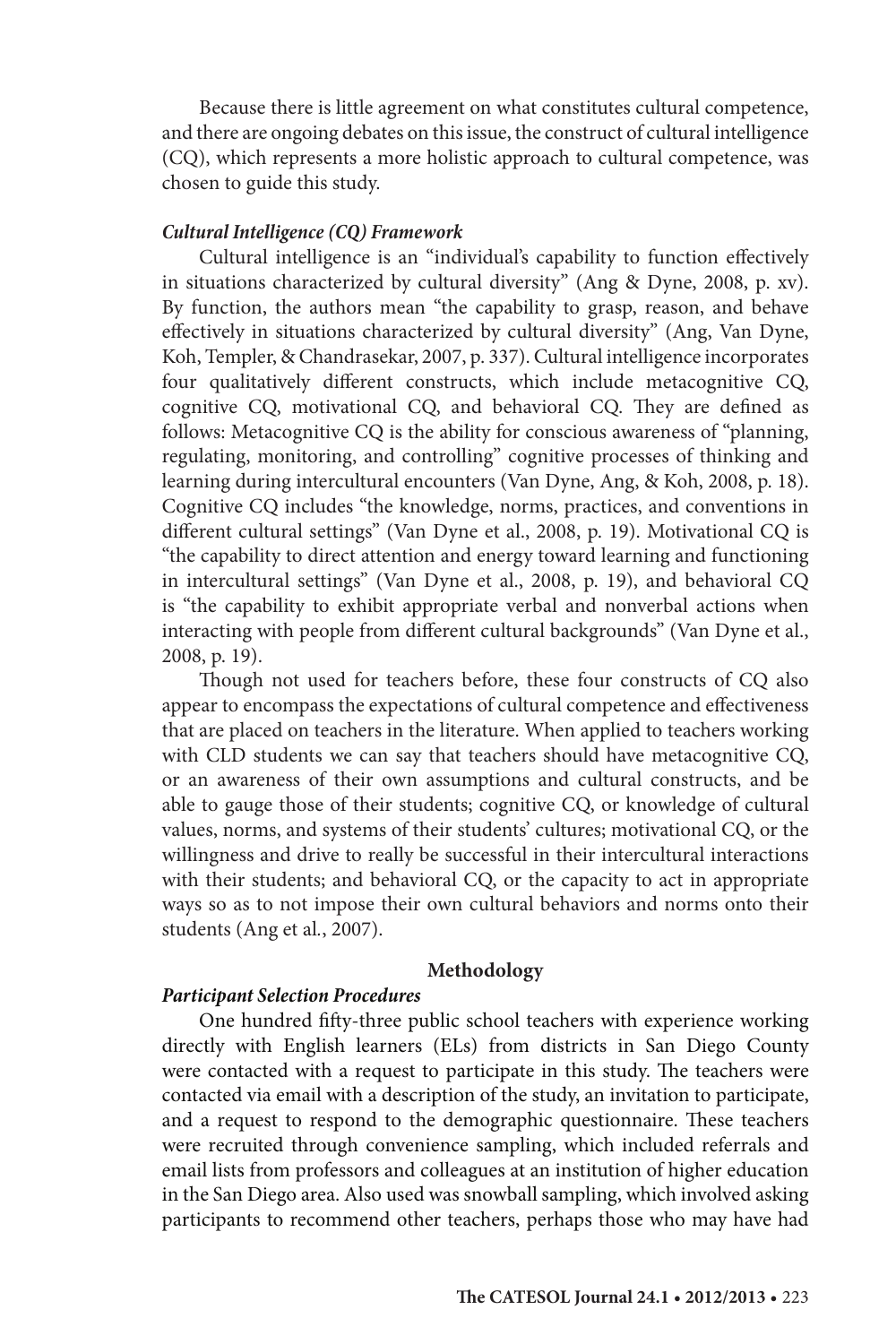Because there is little agreement on what constitutes cultural competence, and there are ongoing debates on this issue, the construct of cultural intelligence (CQ), which represents a more holistic approach to cultural competence, was chosen to guide this study.

### *Cultural Intelligence (CQ) Framework*

Cultural intelligence is an "individual's capability to function effectively in situations characterized by cultural diversity" (Ang & Dyne, 2008, p. xv). By function, the authors mean "the capability to grasp, reason, and behave effectively in situations characterized by cultural diversity" (Ang, Van Dyne, Koh, Templer, & Chandrasekar, 2007, p. 337). Cultural intelligence incorporates four qualitatively different constructs, which include metacognitive CQ, cognitive CQ, motivational CQ, and behavioral CQ. They are defined as follows: Metacognitive CQ is the ability for conscious awareness of "planning, regulating, monitoring, and controlling" cognitive processes of thinking and learning during intercultural encounters (Van Dyne, Ang, & Koh, 2008, p. 18). Cognitive CQ includes "the knowledge, norms, practices, and conventions in different cultural settings" (Van Dyne et al., 2008, p. 19). Motivational CQ is "the capability to direct attention and energy toward learning and functioning in intercultural settings" (Van Dyne et al., 2008, p. 19), and behavioral CQ is "the capability to exhibit appropriate verbal and nonverbal actions when interacting with people from different cultural backgrounds" (Van Dyne et al., 2008, p. 19).

Though not used for teachers before, these four constructs of CQ also appear to encompass the expectations of cultural competence and effectiveness that are placed on teachers in the literature. When applied to teachers working with CLD students we can say that teachers should have metacognitive CQ, or an awareness of their own assumptions and cultural constructs, and be able to gauge those of their students; cognitive CQ, or knowledge of cultural values, norms, and systems of their students' cultures; motivational CQ, or the willingness and drive to really be successful in their intercultural interactions with their students; and behavioral CQ, or the capacity to act in appropriate ways so as to not impose their own cultural behaviors and norms onto their students (Ang et al., 2007).

## Methodology

### *Participant Selection Procedures*

One hundred fifty-three public school teachers with experience working directly with English learners (ELs) from districts in San Diego County were contacted with a request to participate in this study. The teachers were contacted via email with a description of the study, an invitation to participate, and a request to respond to the demographic questionnaire. These teachers were recruited through convenience sampling, which included referrals and email lists from professors and colleagues at an institution of higher education in the San Diego area. Also used was snowball sampling, which involved asking participants to recommend other teachers, perhaps those who may have had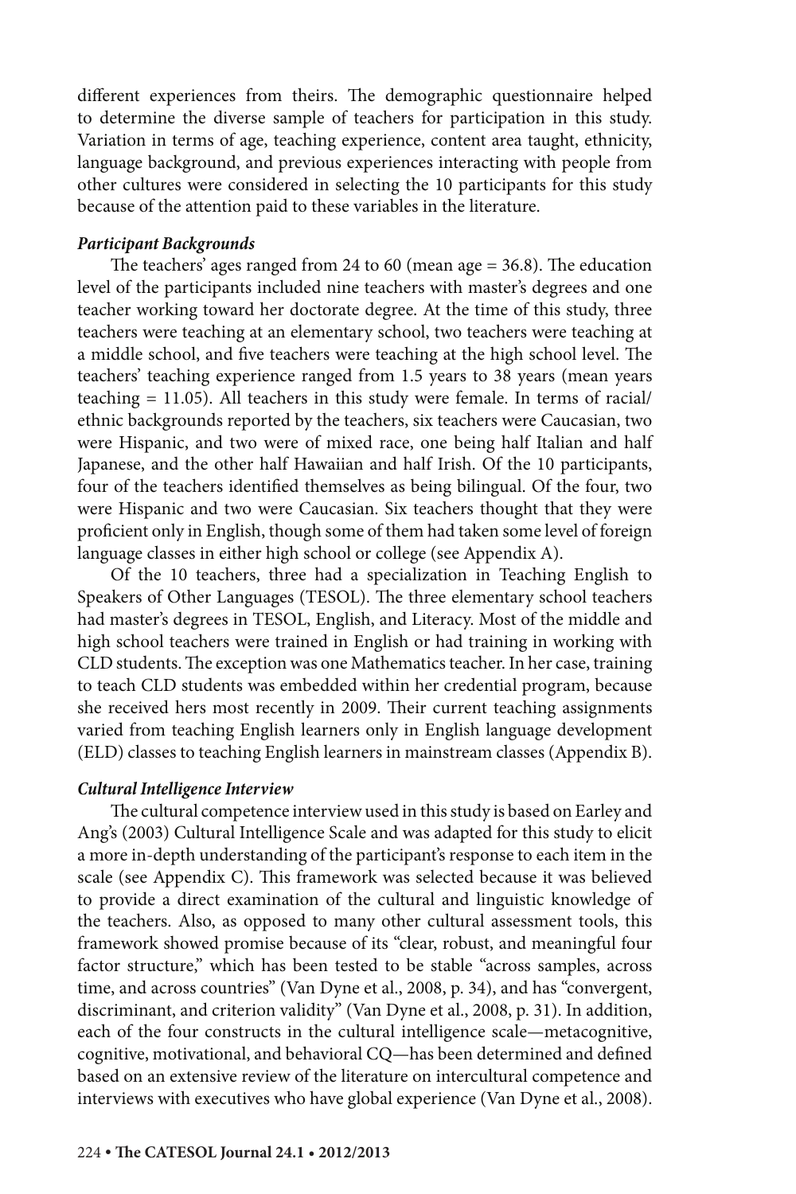different experiences from theirs. The demographic questionnaire helped to determine the diverse sample of teachers for participation in this study. Variation in terms of age, teaching experience, content area taught, ethnicity, language background, and previous experiences interacting with people from other cultures were considered in selecting the 10 participants for this study because of the attention paid to these variables in the literature.

### *Participant Backgrounds*

The teachers' ages ranged from 24 to 60 (mean age = 36.8). The education level of the participants included nine teachers with master's degrees and one teacher working toward her doctorate degree. At the time of this study, three teachers were teaching at an elementary school, two teachers were teaching at a middle school, and five teachers were teaching at the high school level. The teachers' teaching experience ranged from 1.5 years to 38 years (mean years teaching = 11.05). All teachers in this study were female. In terms of racial/ethnic backgrounds reported by the teachers, six teachers were Caucasian, two were Hispanic, and two were of mixed race, one being half Italian and half Japanese, and the other half Hawaiian and half Irish. Of the 10 participants, four of the teachers identified themselves as being bilingual. Of the four, two were Hispanic and two were Caucasian. Six teachers thought that they were proficient only in English, though some of them had taken some level of foreign language classes in either high school or college (see Appendix A).

Of the 10 teachers, three had a specialization in Teaching English to Speakers of Other Languages (TESOL). The three elementary school teachers had master's degrees in TESOL, English, and Literacy. Most of the middle and high school teachers were trained in English or had training in working with CLD students. The exception was one Mathematics teacher. In her case, training to teach CLD students was embedded within her credential program, because she received hers most recently in 2009. Their current teaching assignments varied from teaching English learners only in English language development (ELD) classes to teaching English learners in mainstream classes (Appendix B).

### *Cultural Intelligence Interview*

The cultural competence interview used in this study is based on Earley and Ang's (2003) Cultural Intelligence Scale and was adapted for this study to elicit a more in-depth understanding of the participant's response to each item in the scale (see Appendix C). This framework was selected because it was believed to provide a direct examination of the cultural and linguistic knowledge of the teachers. Also, as opposed to many other cultural assessment tools, this framework showed promise because of its "clear, robust, and meaningful four factor structure," which has been tested to be stable "across samples, across time, and across countries" (Van Dyne et al., 2008, p. 34), and has "convergent, discriminant, and criterion validity" (Van Dyne et al., 2008, p. 31). In addition, each of the four constructs in the cultural intelligence scale—metacognitive, cognitive, motivational, and behavioral CQ—has been determined and defined based on an extensive review of the literature on intercultural competence and interviews with executives who have global experience (Van Dyne et al., 2008).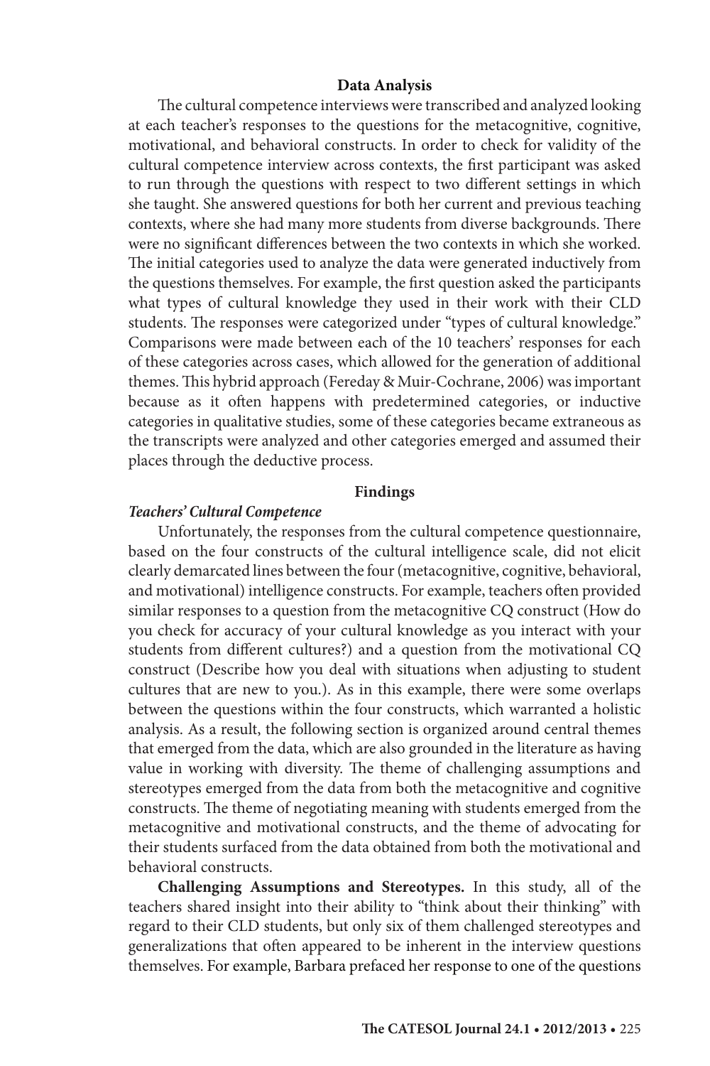## Data Analysis

The cultural competence interviews were transcribed and analyzed looking at each teacher's responses to the questions for the metacognitive, cognitive, motivational, and behavioral constructs. In order to check for validity of the cultural competence interview across contexts, the first participant was asked to run through the questions with respect to two different settings in which she taught. She answered questions for both her current and previous teaching contexts, where she had many more students from diverse backgrounds. There were no significant differences between the two contexts in which she worked. The initial categories used to analyze the data were generated inductively from the questions themselves. For example, the first question asked the participants what types of cultural knowledge they used in their work with their CLD students. The responses were categorized under "types of cultural knowledge." Comparisons were made between each of the 10 teachers' responses for each of these categories across cases, which allowed for the generation of additional themes. This hybrid approach (Fereday & Muir-Cochrane, 2006) was important because as it often happens with predetermined categories, or inductive categories in qualitative studies, some of these categories became extraneous as the transcripts were analyzed and other categories emerged and assumed their places through the deductive process.

## Findings

### *Teachers' Cultural Competence*

Unfortunately, the responses from the cultural competence questionnaire, based on the four constructs of the cultural intelligence scale, did not elicit clearly demarcated lines between the four (metacognitive, cognitive, behavioral, and motivational) intelligence constructs. For example, teachers often provided similar responses to a question from the metacognitive CQ construct (How do you check for accuracy of your cultural knowledge as you interact with your students from different cultures?) and a question from the motivational CQ construct (Describe how you deal with situations when adjusting to student cultures that are new to you.). As in this example, there were some overlaps between the questions within the four constructs, which warranted a holistic analysis. As a result, the following section is organized around central themes that emerged from the data, which are also grounded in the literature as having value in working with diversity. The theme of challenging assumptions and stereotypes emerged from the data from both the metacognitive and cognitive constructs. The theme of negotiating meaning with students emerged from the metacognitive and motivational constructs, and the theme of advocating for their students surfaced from the data obtained from both the motivational and behavioral constructs.

**Challenging Assumptions and Stereotypes.** In this study, all of the teachers shared insight into their ability to "think about their thinking" with regard to their CLD students, but only six of them challenged stereotypes and generalizations that often appeared to be inherent in the interview questions themselves. For example, Barbara prefaced her response to one of the questions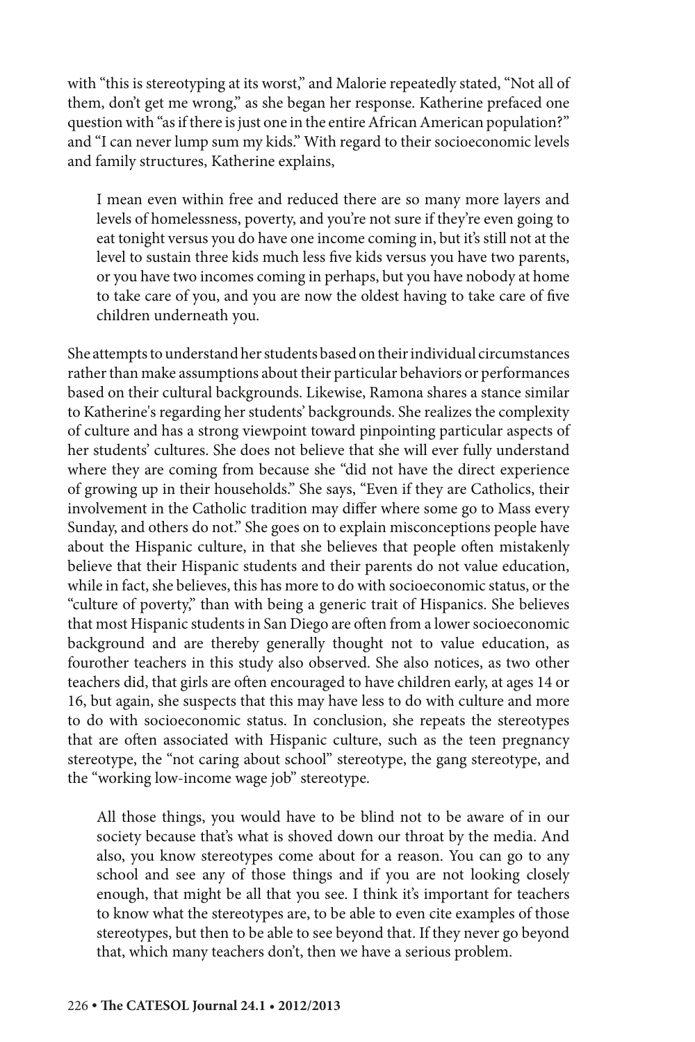with "this is stereotyping at its worst," and Malorie repeatedly stated, "Not all of them, don't get me wrong," as she began her response. Katherine prefaced one question with "as if there is just one in the entire African American population?" and "I can never lump sum my kids." With regard to their socioeconomic levels and family structures, Katherine explains,

> I mean even within free and reduced there are so many more layers and levels of homelessness, poverty, and you're not sure if they're even going to eat tonight versus you do have one income coming in, but it's still not at the level to sustain three kids much less five kids versus you have two parents, or you have two incomes coming in perhaps, but you have nobody at home to take care of you, and you are now the oldest having to take care of five children underneath you.

She attempts to understand her students based on their individual circumstances rather than make assumptions about their particular behaviors or performances based on their cultural backgrounds. Likewise, Ramona shares a stance similar to Katherine's regarding her students' backgrounds. She realizes the complexity of culture and has a strong viewpoint toward pinpointing particular aspects of her students' cultures. She does not believe that she will ever fully understand where they are coming from because she "did not have the direct experience of growing up in their households." She says, "Even if they are Catholics, their involvement in the Catholic tradition may differ where some go to Mass every Sunday, and others do not." She goes on to explain misconceptions people have about the Hispanic culture, in that she believes that people often mistakenly believe that their Hispanic students and their parents do not value education, while in fact, she believes, this has more to do with socioeconomic status, or the "culture of poverty," than with being a generic trait of Hispanics. She believes that most Hispanic students in San Diego are often from a lower socioeconomic background and are thereby generally thought not to value education, as fourother teachers in this study also observed. She also notices, as two other teachers did, that girls are often encouraged to have children early, at ages 14 or 16, but again, she suspects that this may have less to do with culture and more to do with socioeconomic status. In conclusion, she repeats the stereotypes that are often associated with Hispanic culture, such as the teen pregnancy stereotype, the "not caring about school" stereotype, the gang stereotype, and the "working low-income wage job" stereotype.

> All those things, you would have to be blind not to be aware of in our society because that's what is shoved down our throat by the media. And also, you know stereotypes come about for a reason. You can go to any school and see any of those things and if you are not looking closely enough, that might be all that you see. I think it's important for teachers to know what the stereotypes are, to be able to even cite examples of those stereotypes, but then to be able to see beyond that. If they never go beyond that, which many teachers don't, then we have a serious problem.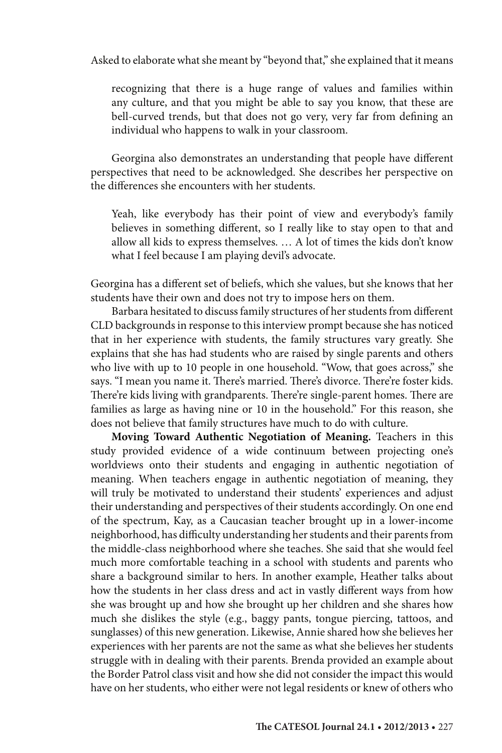Asked to elaborate what she meant by "beyond that," she explained that it means

> recognizing that there is a huge range of values and families within any culture, and that you might be able to say you know, that these are bell-curved trends, but that does not go very, very far from defining an individual who happens to walk in your classroom.

Georgina also demonstrates an understanding that people have different perspectives that need to be acknowledged. She describes her perspective on the differences she encounters with her students.

> Yeah, like everybody has their point of view and everybody's family believes in something different, so I really like to stay open to that and allow all kids to express themselves. … A lot of times the kids don't know what I feel because I am playing devil's advocate.

Georgina has a different set of beliefs, which she values, but she knows that her students have their own and does not try to impose hers on them.

Barbara hesitated to discuss family structures of her students from different CLD backgrounds in response to this interview prompt because she has noticed that in her experience with students, the family structures vary greatly. She explains that she has had students who are raised by single parents and others who live with up to 10 people in one household. "Wow, that goes across," she says. "I mean you name it. There's married. There's divorce. There're foster kids. There're kids living with grandparents. There're single-parent homes. There are families as large as having nine or 10 in the household." For this reason, she does not believe that family structures have much to do with culture.

**Moving Toward Authentic Negotiation of Meaning.** Teachers in this study provided evidence of a wide continuum between projecting one's worldviews onto their students and engaging in authentic negotiation of meaning. When teachers engage in authentic negotiation of meaning, they will truly be motivated to understand their students' experiences and adjust their understanding and perspectives of their students accordingly. On one end of the spectrum, Kay, as a Caucasian teacher brought up in a lower-income neighborhood, has difficulty understanding her students and their parents from the middle-class neighborhood where she teaches. She said that she would feel much more comfortable teaching in a school with students and parents who share a background similar to hers. In another example, Heather talks about how the students in her class dress and act in vastly different ways from how she was brought up and how she brought up her children and she shares how much she dislikes the style (e.g., baggy pants, tongue piercing, tattoos, and sunglasses) of this new generation. Likewise, Annie shared how she believes her experiences with her parents are not the same as what she believes her students struggle with in dealing with their parents. Brenda provided an example about the Border Patrol class visit and how she did not consider the impact this would have on her students, who either were not legal residents or knew of others who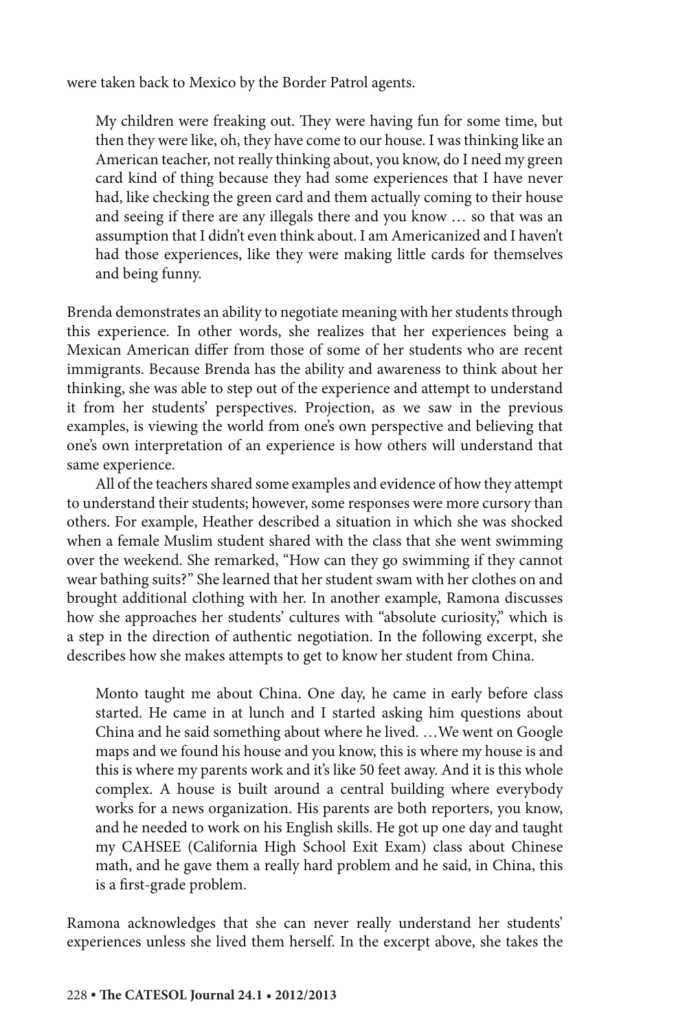were taken back to Mexico by the Border Patrol agents.

> My children were freaking out. They were having fun for some time, but then they were like, oh, they have come to our house. I was thinking like an American teacher, not really thinking about, you know, do I need my green card kind of thing because they had some experiences that I have never had, like checking the green card and them actually coming to their house and seeing if there are any illegals there and you know … so that was an assumption that I didn't even think about. I am Americanized and I haven't had those experiences, like they were making little cards for themselves and being funny.

Brenda demonstrates an ability to negotiate meaning with her students through this experience. In other words, she realizes that her experiences being a Mexican American differ from those of some of her students who are recent immigrants. Because Brenda has the ability and awareness to think about her thinking, she was able to step out of the experience and attempt to understand it from her students' perspectives. Projection, as we saw in the previous examples, is viewing the world from one's own perspective and believing that one's own interpretation of an experience is how others will understand that same experience.

All of the teachers shared some examples and evidence of how they attempt to understand their students; however, some responses were more cursory than others. For example, Heather described a situation in which she was shocked when a female Muslim student shared with the class that she went swimming over the weekend. She remarked, "How can they go swimming if they cannot wear bathing suits?" She learned that her student swam with her clothes on and brought additional clothing with her. In another example, Ramona discusses how she approaches her students' cultures with "absolute curiosity," which is a step in the direction of authentic negotiation. In the following excerpt, she describes how she makes attempts to get to know her student from China.

> Monto taught me about China. One day, he came in early before class started. He came in at lunch and I started asking him questions about China and he said something about where he lived. …We went on Google maps and we found his house and you know, this is where my house is and this is where my parents work and it's like 50 feet away. And it is this whole complex. A house is built around a central building where everybody works for a news organization. His parents are both reporters, you know, and he needed to work on his English skills. He got up one day and taught my CAHSEE (California High School Exit Exam) class about Chinese math, and he gave them a really hard problem and he said, in China, this is a first-grade problem.

Ramona acknowledges that she can never really understand her students' experiences unless she lived them herself. In the excerpt above, she takes the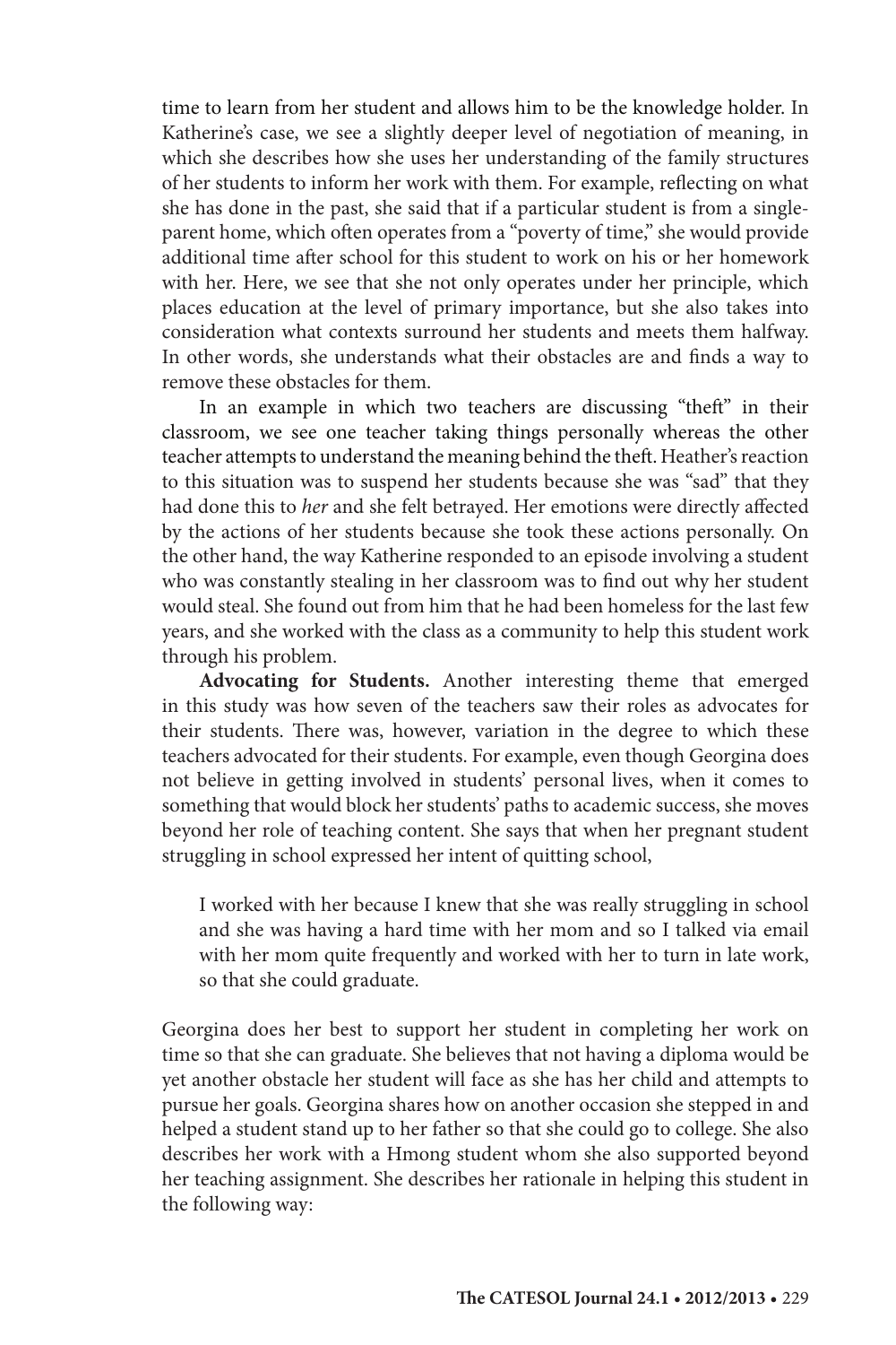time to learn from her student and allows him to be the knowledge holder. In Katherine's case, we see a slightly deeper level of negotiation of meaning, in which she describes how she uses her understanding of the family structures of her students to inform her work with them. For example, reflecting on what she has done in the past, she said that if a particular student is from a single-parent home, which often operates from a "poverty of time," she would provide additional time after school for this student to work on his or her homework with her. Here, we see that she not only operates under her principle, which places education at the level of primary importance, but she also takes into consideration what contexts surround her students and meets them halfway. In other words, she understands what their obstacles are and finds a way to remove these obstacles for them.

In an example in which two teachers are discussing "theft" in their classroom, we see one teacher taking things personally whereas the other teacher attempts to understand the meaning behind the theft. Heather's reaction to this situation was to suspend her students because she was "sad" that they had done this to *her* and she felt betrayed. Her emotions were directly affected by the actions of her students because she took these actions personally. On the other hand, the way Katherine responded to an episode involving a student who was constantly stealing in her classroom was to find out why her student would steal. She found out from him that he had been homeless for the last few years, and she worked with the class as a community to help this student work through his problem.

**Advocating for Students.** Another interesting theme that emerged in this study was how seven of the teachers saw their roles as advocates for their students. There was, however, variation in the degree to which these teachers advocated for their students. For example, even though Georgina does not believe in getting involved in students' personal lives, when it comes to something that would block her students' paths to academic success, she moves beyond her role of teaching content. She says that when her pregnant student struggling in school expressed her intent of quitting school,

> I worked with her because I knew that she was really struggling in school and she was having a hard time with her mom and so I talked via email with her mom quite frequently and worked with her to turn in late work, so that she could graduate.

Georgina does her best to support her student in completing her work on time so that she can graduate. She believes that not having a diploma would be yet another obstacle her student will face as she has her child and attempts to pursue her goals. Georgina shares how on another occasion she stepped in and helped a student stand up to her father so that she could go to college. She also describes her work with a Hmong student whom she also supported beyond her teaching assignment. She describes her rationale in helping this student in the following way: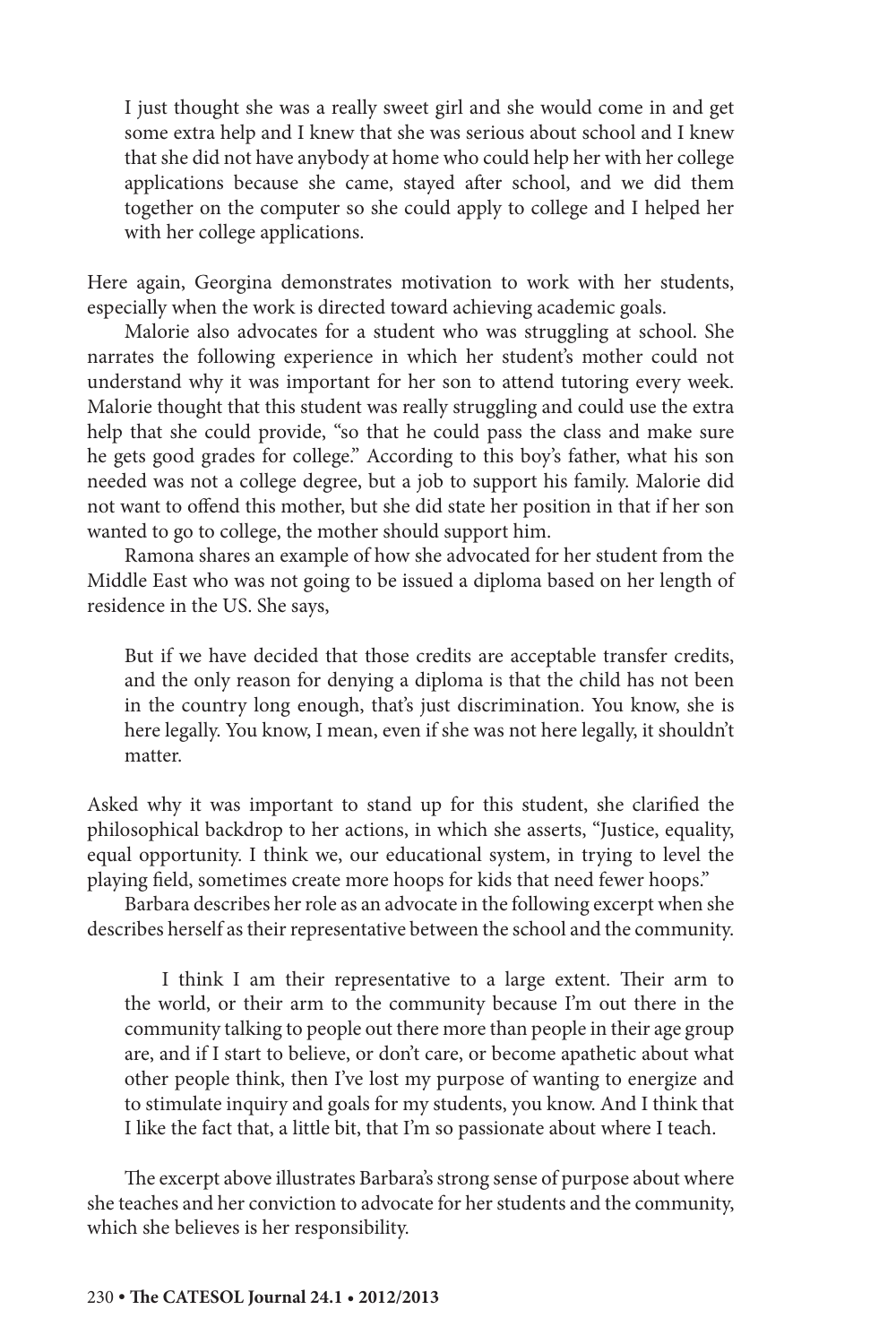> I just thought she was a really sweet girl and she would come in and get some extra help and I knew that she was serious about school and I knew that she did not have anybody at home who could help her with her college applications because she came, stayed after school, and we did them together on the computer so she could apply to college and I helped her with her college applications.

Here again, Georgina demonstrates motivation to work with her students, especially when the work is directed toward achieving academic goals.

Malorie also advocates for a student who was struggling at school. She narrates the following experience in which her student's mother could not understand why it was important for her son to attend tutoring every week. Malorie thought that this student was really struggling and could use the extra help that she could provide, "so that he could pass the class and make sure he gets good grades for college." According to this boy's father, what his son needed was not a college degree, but a job to support his family. Malorie did not want to offend this mother, but she did state her position in that if her son wanted to go to college, the mother should support him.

Ramona shares an example of how she advocated for her student from the Middle East who was not going to be issued a diploma based on her length of residence in the US. She says,

> But if we have decided that those credits are acceptable transfer credits, and the only reason for denying a diploma is that the child has not been in the country long enough, that's just discrimination. You know, she is here legally. You know, I mean, even if she was not here legally, it shouldn't matter.

Asked why it was important to stand up for this student, she clarified the philosophical backdrop to her actions, in which she asserts, "Justice, equality, equal opportunity. I think we, our educational system, in trying to level the playing field, sometimes create more hoops for kids that need fewer hoops."

Barbara describes her role as an advocate in the following excerpt when she describes herself as their representative between the school and the community.

> I think I am their representative to a large extent. Their arm to the world, or their arm to the community because I'm out there in the community talking to people out there more than people in their age group are, and if I start to believe, or don't care, or become apathetic about what other people think, then I've lost my purpose of wanting to energize and to stimulate inquiry and goals for my students, you know. And I think that I like the fact that, a little bit, that I'm so passionate about where I teach.

The excerpt above illustrates Barbara's strong sense of purpose about where she teaches and her conviction to advocate for her students and the community, which she believes is her responsibility.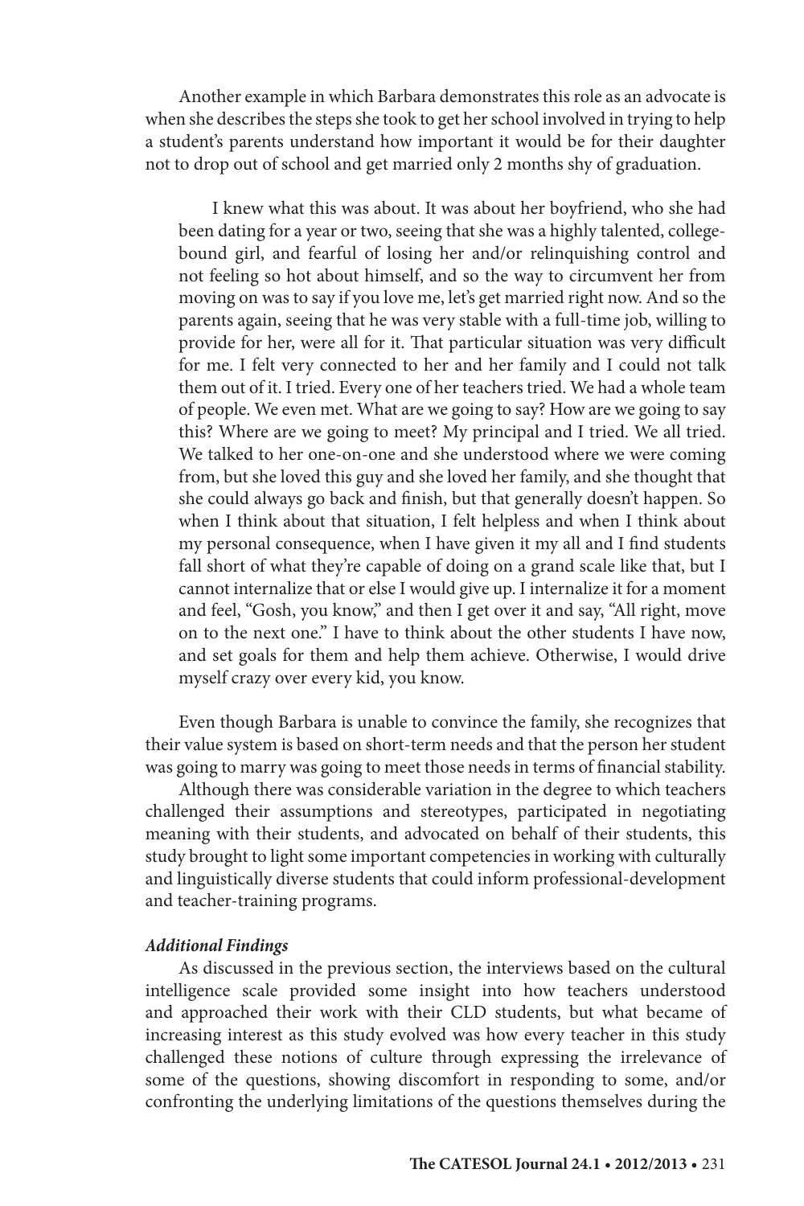Another example in which Barbara demonstrates this role as an advocate is when she describes the steps she took to get her school involved in trying to help a student's parents understand how important it would be for their daughter not to drop out of school and get married only 2 months shy of graduation.

> I knew what this was about. It was about her boyfriend, who she had been dating for a year or two, seeing that she was a highly talented, college-bound girl, and fearful of losing her and/or relinquishing control and not feeling so hot about himself, and so the way to circumvent her from moving on was to say if you love me, let's get married right now. And so the parents again, seeing that he was very stable with a full-time job, willing to provide for her, were all for it. That particular situation was very difficult for me. I felt very connected to her and her family and I could not talk them out of it. I tried. Every one of her teachers tried. We had a whole team of people. We even met. What are we going to say? How are we going to say this? Where are we going to meet? My principal and I tried. We all tried. We talked to her one-on-one and she understood where we were coming from, but she loved this guy and she loved her family, and she thought that she could always go back and finish, but that generally doesn't happen. So when I think about that situation, I felt helpless and when I think about my personal consequence, when I have given it my all and I find students fall short of what they're capable of doing on a grand scale like that, but I cannot internalize that or else I would give up. I internalize it for a moment and feel, "Gosh, you know," and then I get over it and say, "All right, move on to the next one." I have to think about the other students I have now, and set goals for them and help them achieve. Otherwise, I would drive myself crazy over every kid, you know.

Even though Barbara is unable to convince the family, she recognizes that their value system is based on short-term needs and that the person her student was going to marry was going to meet those needs in terms of financial stability.

Although there was considerable variation in the degree to which teachers challenged their assumptions and stereotypes, participated in negotiating meaning with their students, and advocated on behalf of their students, this study brought to light some important competencies in working with culturally and linguistically diverse students that could inform professional-development and teacher-training programs.

### *Additional Findings*

As discussed in the previous section, the interviews based on the cultural intelligence scale provided some insight into how teachers understood and approached their work with their CLD students, but what became of increasing interest as this study evolved was how every teacher in this study challenged these notions of culture through expressing the irrelevance of some of the questions, showing discomfort in responding to some, and/or confronting the underlying limitations of the questions themselves during the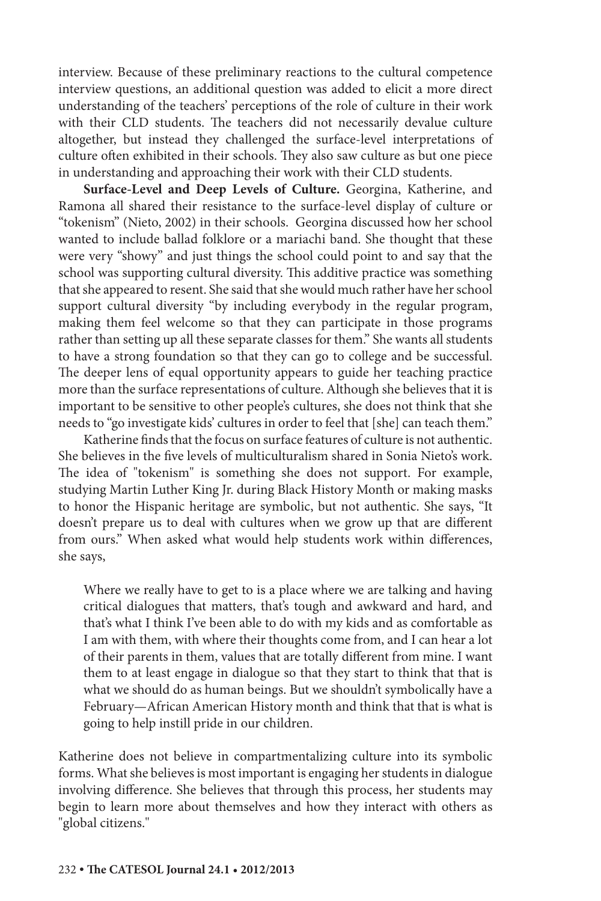interview. Because of these preliminary reactions to the cultural competence interview questions, an additional question was added to elicit a more direct understanding of the teachers' perceptions of the role of culture in their work with their CLD students. The teachers did not necessarily devalue culture altogether, but instead they challenged the surface-level interpretations of culture often exhibited in their schools. They also saw culture as but one piece in understanding and approaching their work with their CLD students.

**Surface-Level and Deep Levels of Culture.** Georgina, Katherine, and Ramona all shared their resistance to the surface-level display of culture or "tokenism" (Nieto, 2002) in their schools. Georgina discussed how her school wanted to include ballad folklore or a mariachi band. She thought that these were very "showy" and just things the school could point to and say that the school was supporting cultural diversity. This additive practice was something that she appeared to resent. She said that she would much rather have her school support cultural diversity "by including everybody in the regular program, making them feel welcome so that they can participate in those programs rather than setting up all these separate classes for them." She wants all students to have a strong foundation so that they can go to college and be successful. The deeper lens of equal opportunity appears to guide her teaching practice more than the surface representations of culture. Although she believes that it is important to be sensitive to other people's cultures, she does not think that she needs to "go investigate kids' cultures in order to feel that [she] can teach them."

Katherine finds that the focus on surface features of culture is not authentic. She believes in the five levels of multiculturalism shared in Sonia Nieto's work. The idea of "tokenism" is something she does not support. For example, studying Martin Luther King Jr. during Black History Month or making masks to honor the Hispanic heritage are symbolic, but not authentic. She says, "It doesn't prepare us to deal with cultures when we grow up that are different from ours." When asked what would help students work within differences, she says,

> Where we really have to get to is a place where we are talking and having critical dialogues that matters, that's tough and awkward and hard, and that's what I think I've been able to do with my kids and as comfortable as I am with them, with where their thoughts come from, and I can hear a lot of their parents in them, values that are totally different from mine. I want them to at least engage in dialogue so that they start to think that that is what we should do as human beings. But we shouldn't symbolically have a February—African American History month and think that that is what is going to help instill pride in our children.

Katherine does not believe in compartmentalizing culture into its symbolic forms. What she believes is most important is engaging her students in dialogue involving difference. She believes that through this process, her students may begin to learn more about themselves and how they interact with others as "global citizens."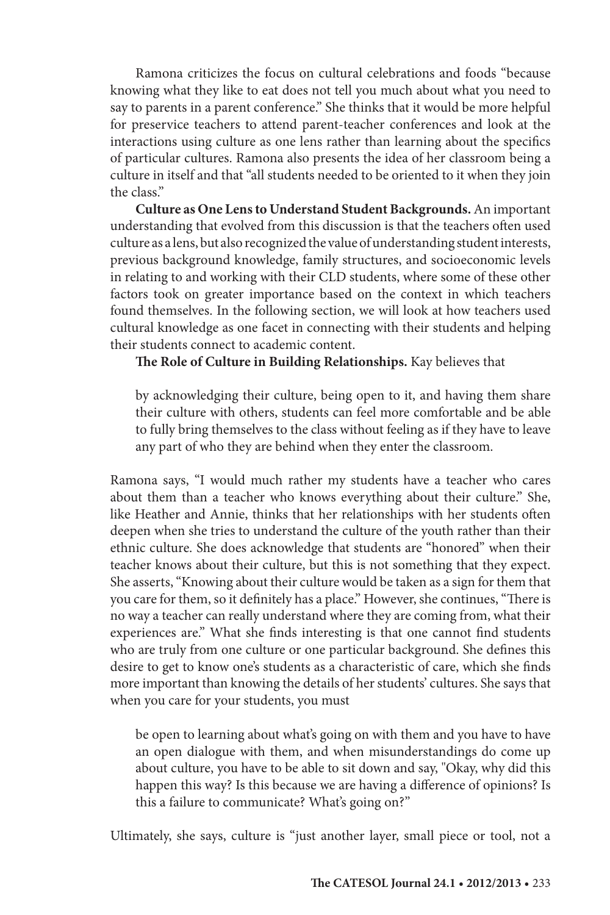Ramona criticizes the focus on cultural celebrations and foods "because knowing what they like to eat does not tell you much about what you need to say to parents in a parent conference." She thinks that it would be more helpful for preservice teachers to attend parent-teacher conferences and look at the interactions using culture as one lens rather than learning about the specifics of particular cultures. Ramona also presents the idea of her classroom being a culture in itself and that "all students needed to be oriented to it when they join the class."

**Culture as One Lens to Understand Student Backgrounds.** An important understanding that evolved from this discussion is that the teachers often used culture as a lens, but also recognized the value of understanding student interests, previous background knowledge, family structures, and socioeconomic levels in relating to and working with their CLD students, where some of these other factors took on greater importance based on the context in which teachers found themselves. In the following section, we will look at how teachers used cultural knowledge as one facet in connecting with their students and helping their students connect to academic content.

**The Role of Culture in Building Relationships.** Kay believes that

> by acknowledging their culture, being open to it, and having them share their culture with others, students can feel more comfortable and be able to fully bring themselves to the class without feeling as if they have to leave any part of who they are behind when they enter the classroom.

Ramona says, "I would much rather my students have a teacher who cares about them than a teacher who knows everything about their culture." She, like Heather and Annie, thinks that her relationships with her students often deepen when she tries to understand the culture of the youth rather than their ethnic culture. She does acknowledge that students are "honored" when their teacher knows about their culture, but this is not something that they expect. She asserts, "Knowing about their culture would be taken as a sign for them that you care for them, so it definitely has a place." However, she continues, "There is no way a teacher can really understand where they are coming from, what their experiences are." What she finds interesting is that one cannot find students who are truly from one culture or one particular background. She defines this desire to get to know one's students as a characteristic of care, which she finds more important than knowing the details of her students' cultures. She says that when you care for your students, you must

> be open to learning about what's going on with them and you have to have an open dialogue with them, and when misunderstandings do come up about culture, you have to be able to sit down and say, "Okay, why did this happen this way? Is this because we are having a difference of opinions? Is this a failure to communicate? What's going on?"

Ultimately, she says, culture is "just another layer, small piece or tool, not a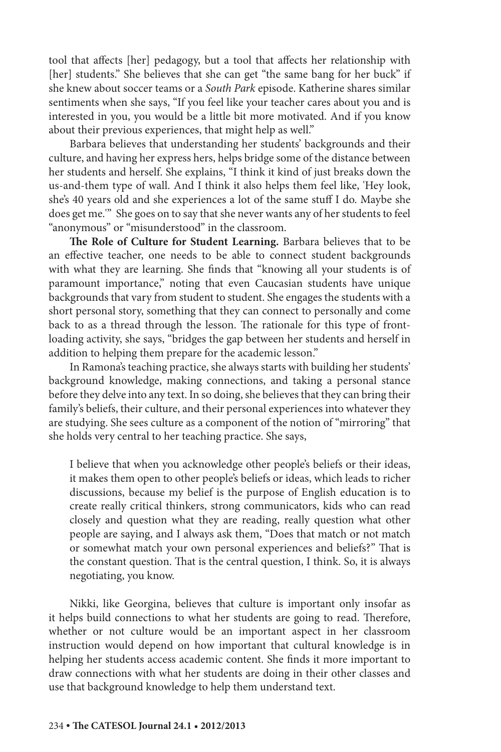tool that affects [her] pedagogy, but a tool that affects her relationship with [her] students." She believes that she can get "the same bang for her buck" if she knew about soccer teams or a *South Park* episode. Katherine shares similar sentiments when she says, "If you feel like your teacher cares about you and is interested in you, you would be a little bit more motivated. And if you know about their previous experiences, that might help as well."

Barbara believes that understanding her students' backgrounds and their culture, and having her express hers, helps bridge some of the distance between her students and herself. She explains, "I think it kind of just breaks down the us-and-them type of wall. And I think it also helps them feel like, 'Hey look, she's 40 years old and she experiences a lot of the same stuff I do. Maybe she does get me.'" She goes on to say that she never wants any of her students to feel "anonymous" or "misunderstood" in the classroom.

**The Role of Culture for Student Learning.** Barbara believes that to be an effective teacher, one needs to be able to connect student backgrounds with what they are learning. She finds that "knowing all your students is of paramount importance," noting that even Caucasian students have unique backgrounds that vary from student to student. She engages the students with a short personal story, something that they can connect to personally and come back to as a thread through the lesson. The rationale for this type of front-loading activity, she says, "bridges the gap between her students and herself in addition to helping them prepare for the academic lesson."

In Ramona's teaching practice, she always starts with building her students' background knowledge, making connections, and taking a personal stance before they delve into any text. In so doing, she believes that they can bring their family's beliefs, their culture, and their personal experiences into whatever they are studying. She sees culture as a component of the notion of "mirroring" that she holds very central to her teaching practice. She says,

> I believe that when you acknowledge other people's beliefs or their ideas, it makes them open to other people's beliefs or ideas, which leads to richer discussions, because my belief is the purpose of English education is to create really critical thinkers, strong communicators, kids who can read closely and question what they are reading, really question what other people are saying, and I always ask them, "Does that match or not match or somewhat match your own personal experiences and beliefs?" That is the constant question. That is the central question, I think. So, it is always negotiating, you know.

Nikki, like Georgina, believes that culture is important only insofar as it helps build connections to what her students are going to read. Therefore, whether or not culture would be an important aspect in her classroom instruction would depend on how important that cultural knowledge is in helping her students access academic content. She finds it more important to draw connections with what her students are doing in their other classes and use that background knowledge to help them understand text.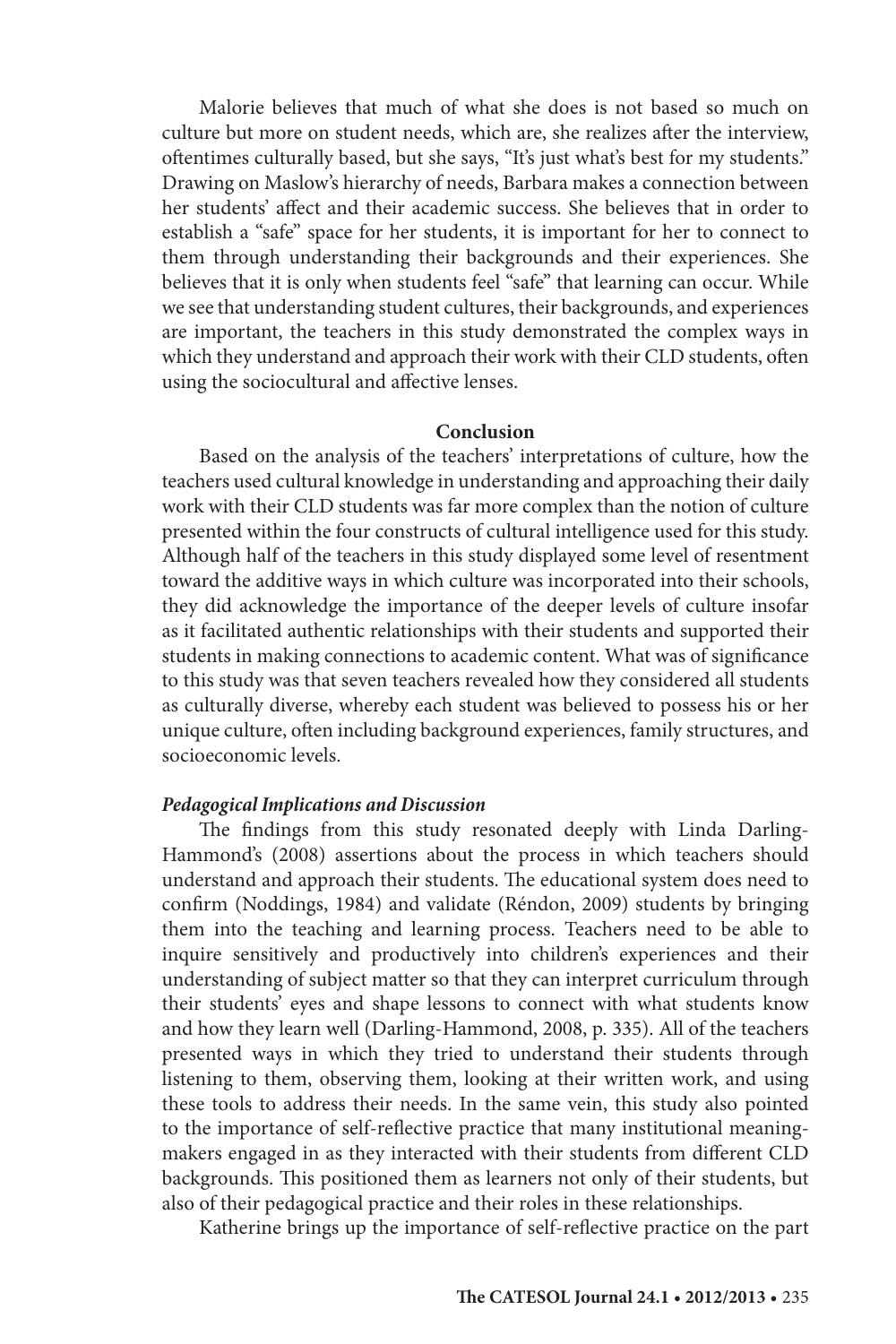Malorie believes that much of what she does is not based so much on culture but more on student needs, which are, she realizes after the interview, oftentimes culturally based, but she says, "It's just what's best for my students." Drawing on Maslow's hierarchy of needs, Barbara makes a connection between her students' affect and their academic success. She believes that in order to establish a "safe" space for her students, it is important for her to connect to them through understanding their backgrounds and their experiences. She believes that it is only when students feel "safe" that learning can occur. While we see that understanding student cultures, their backgrounds, and experiences are important, the teachers in this study demonstrated the complex ways in which they understand and approach their work with their CLD students, often using the sociocultural and affective lenses.

## Conclusion

Based on the analysis of the teachers' interpretations of culture, how the teachers used cultural knowledge in understanding and approaching their daily work with their CLD students was far more complex than the notion of culture presented within the four constructs of cultural intelligence used for this study. Although half of the teachers in this study displayed some level of resentment toward the additive ways in which culture was incorporated into their schools, they did acknowledge the importance of the deeper levels of culture insofar as it facilitated authentic relationships with their students and supported their students in making connections to academic content. What was of significance to this study was that seven teachers revealed how they considered all students as culturally diverse, whereby each student was believed to possess his or her unique culture, often including background experiences, family structures, and socioeconomic levels.

### *Pedagogical Implications and Discussion*

The findings from this study resonated deeply with Linda Darling-Hammond's (2008) assertions about the process in which teachers should understand and approach their students. The educational system does need to confirm (Noddings, 1984) and validate (Réndon, 2009) students by bringing them into the teaching and learning process. Teachers need to be able to inquire sensitively and productively into children's experiences and their understanding of subject matter so that they can interpret curriculum through their students' eyes and shape lessons to connect with what students know and how they learn well (Darling-Hammond, 2008, p. 335). All of the teachers presented ways in which they tried to understand their students through listening to them, observing them, looking at their written work, and using these tools to address their needs. In the same vein, this study also pointed to the importance of self-reflective practice that many institutional meaning-makers engaged in as they interacted with their students from different CLD backgrounds. This positioned them as learners not only of their students, but also of their pedagogical practice and their roles in these relationships.

Katherine brings up the importance of self-reflective practice on the part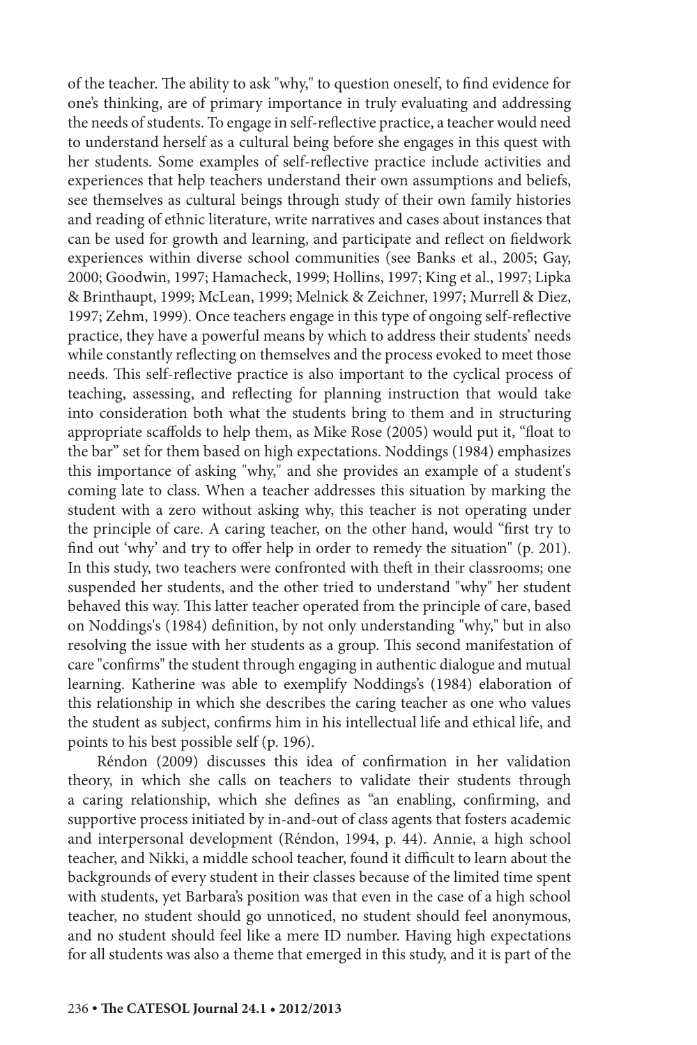of the teacher. The ability to ask "why," to question oneself, to find evidence for one's thinking, are of primary importance in truly evaluating and addressing the needs of students. To engage in self-reflective practice, a teacher would need to understand herself as a cultural being before she engages in this quest with her students. Some examples of self-reflective practice include activities and experiences that help teachers understand their own assumptions and beliefs, see themselves as cultural beings through study of their own family histories and reading of ethnic literature, write narratives and cases about instances that can be used for growth and learning, and participate and reflect on fieldwork experiences within diverse school communities (see Banks et al., 2005; Gay, 2000; Goodwin, 1997; Hamacheck, 1999; Hollins, 1997; King et al., 1997; Lipka & Brinthaupt, 1999; McLean, 1999; Melnick & Zeichner, 1997; Murrell & Diez, 1997; Zehm, 1999). Once teachers engage in this type of ongoing self-reflective practice, they have a powerful means by which to address their students' needs while constantly reflecting on themselves and the process evoked to meet those needs. This self-reflective practice is also important to the cyclical process of teaching, assessing, and reflecting for planning instruction that would take into consideration both what the students bring to them and in structuring appropriate scaffolds to help them, as Mike Rose (2005) would put it, "float to the bar" set for them based on high expectations. Noddings (1984) emphasizes this importance of asking "why," and she provides an example of a student's coming late to class. When a teacher addresses this situation by marking the student with a zero without asking why, this teacher is not operating under the principle of care. A caring teacher, on the other hand, would "first try to find out 'why' and try to offer help in order to remedy the situation" (p. 201). In this study, two teachers were confronted with theft in their classrooms; one suspended her students, and the other tried to understand "why" her student behaved this way. This latter teacher operated from the principle of care, based on Noddings's (1984) definition, by not only understanding "why," but in also resolving the issue with her students as a group. This second manifestation of care "confirms" the student through engaging in authentic dialogue and mutual learning. Katherine was able to exemplify Noddings's (1984) elaboration of this relationship in which she describes the caring teacher as one who values the student as subject, confirms him in his intellectual life and ethical life, and points to his best possible self (p. 196).

Réndon (2009) discusses this idea of confirmation in her validation theory, in which she calls on teachers to validate their students through a caring relationship, which she defines as "an enabling, confirming, and supportive process initiated by in-and-out of class agents that fosters academic and interpersonal development (Réndon, 1994, p. 44). Annie, a high school teacher, and Nikki, a middle school teacher, found it difficult to learn about the backgrounds of every student in their classes because of the limited time spent with students, yet Barbara's position was that even in the case of a high school teacher, no student should go unnoticed, no student should feel anonymous, and no student should feel like a mere ID number. Having high expectations for all students was also a theme that emerged in this study, and it is part of the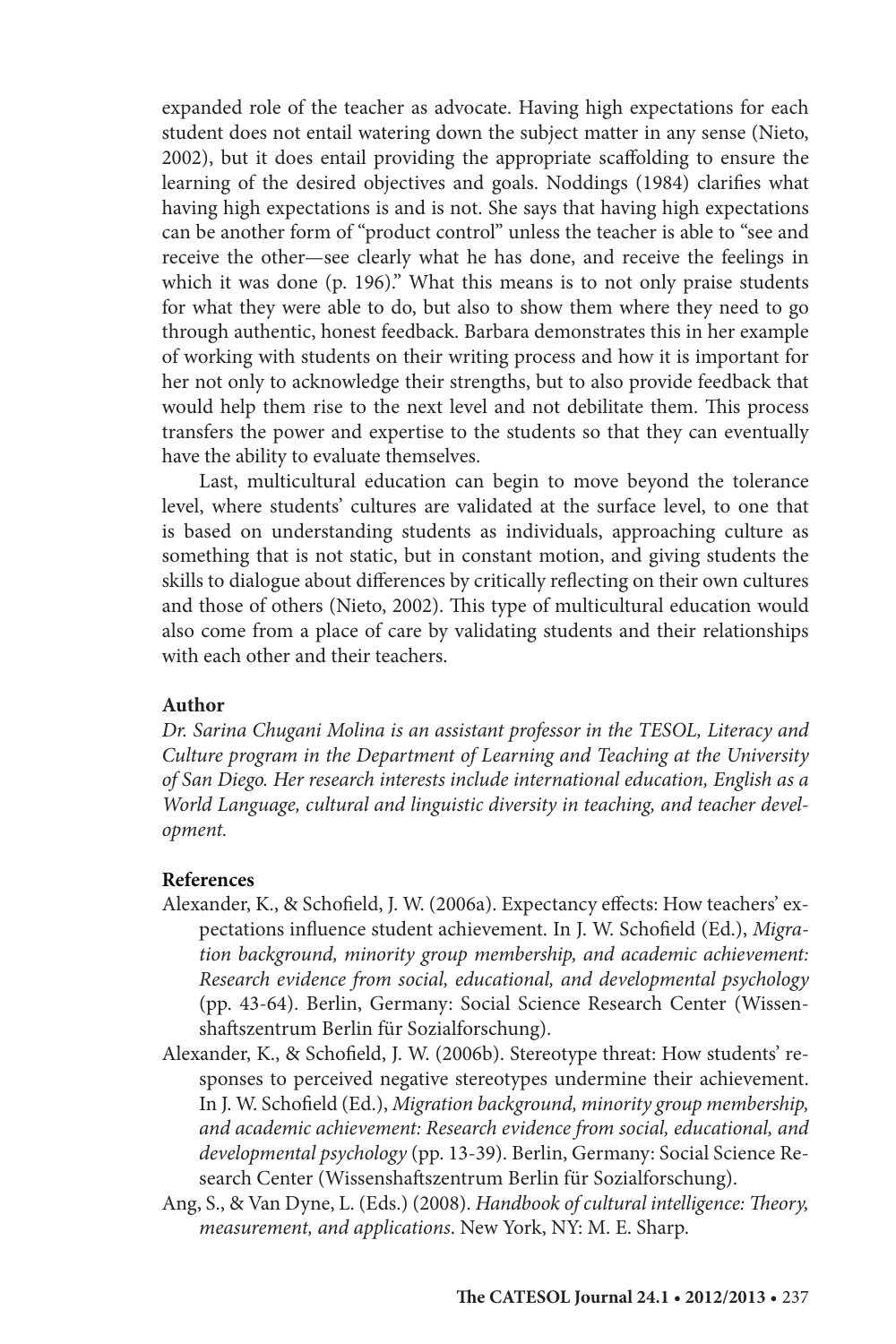expanded role of the teacher as advocate. Having high expectations for each student does not entail watering down the subject matter in any sense (Nieto, 2002), but it does entail providing the appropriate scaffolding to ensure the learning of the desired objectives and goals. Noddings (1984) clarifies what having high expectations is and is not. She says that having high expectations can be another form of "product control" unless the teacher is able to "see and receive the other—see clearly what he has done, and receive the feelings in which it was done (p. 196)." What this means is to not only praise students for what they were able to do, but also to show them where they need to go through authentic, honest feedback. Barbara demonstrates this in her example of working with students on their writing process and how it is important for her not only to acknowledge their strengths, but to also provide feedback that would help them rise to the next level and not debilitate them. This process transfers the power and expertise to the students so that they can eventually have the ability to evaluate themselves.

Last, multicultural education can begin to move beyond the tolerance level, where students' cultures are validated at the surface level, to one that is based on understanding students as individuals, approaching culture as something that is not static, but in constant motion, and giving students the skills to dialogue about differences by critically reflecting on their own cultures and those of others (Nieto, 2002). This type of multicultural education would also come from a place of care by validating students and their relationships with each other and their teachers.

**Author**

*Dr. Sarina Chugani Molina is an assistant professor in the TESOL, Literacy and Culture program in the Department of Learning and Teaching at the University of San Diego. Her research interests include international education, English as a World Language, cultural and linguistic diversity in teaching, and teacher development.*

**References**

Alexander, K., & Schofield, J. W. (2006a). Expectancy effects: How teachers' expectations influence student achievement. In J. W. Schofield (Ed.), *Migration background, minority group membership, and academic achievement: Research evidence from social, educational, and developmental psychology* (pp. 43-64). Berlin, Germany: Social Science Research Center (Wissenshaftszentrum Berlin für Sozialforschung).

Alexander, K., & Schofield, J. W. (2006b). Stereotype threat: How students' responses to perceived negative stereotypes undermine their achievement. In J. W. Schofield (Ed.), *Migration background, minority group membership, and academic achievement: Research evidence from social, educational, and developmental psychology* (pp. 13-39). Berlin, Germany: Social Science Research Center (Wissenshaftszentrum Berlin für Sozialforschung).

Ang, S., & Van Dyne, L. (Eds.) (2008). *Handbook of cultural intelligence: Theory, measurement, and applications*. New York, NY: M. E. Sharp.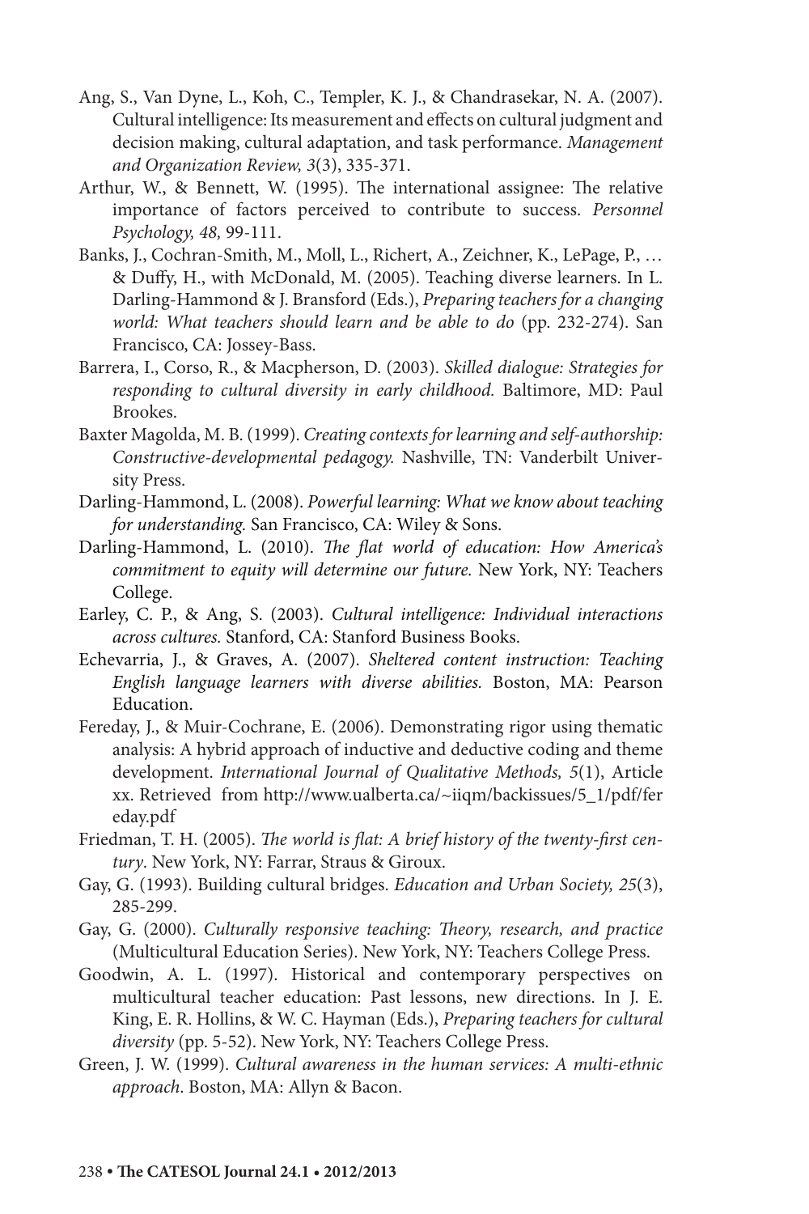Ang, S., Van Dyne, L., Koh, C., Templer, K. J., & Chandrasekar, N. A. (2007). Cultural intelligence: Its measurement and effects on cultural judgment and decision making, cultural adaptation, and task performance. *Management and Organization Review, 3*(3), 335-371.

Arthur, W., & Bennett, W. (1995). The international assignee: The relative importance of factors perceived to contribute to success. *Personnel Psychology, 48,* 99-111.

Banks, J., Cochran-Smith, M., Moll, L., Richert, A., Zeichner, K., LePage, P., … & Duffy, H., with McDonald, M. (2005). Teaching diverse learners. In L. Darling-Hammond & J. Bransford (Eds.), *Preparing teachers for a changing world: What teachers should learn and be able to do* (pp. 232-274). San Francisco, CA: Jossey-Bass.

Barrera, I., Corso, R., & Macpherson, D. (2003). *Skilled dialogue: Strategies for responding to cultural diversity in early childhood.* Baltimore, MD: Paul Brookes.

Baxter Magolda, M. B. (1999). *Creating contexts for learning and self-authorship: Constructive-developmental pedagogy.* Nashville, TN: Vanderbilt University Press.

Darling-Hammond, L. (2008). *Powerful learning: What we know about teaching for understanding.* San Francisco, CA: Wiley & Sons.

Darling-Hammond, L. (2010). *The flat world of education: How America's commitment to equity will determine our future.* New York, NY: Teachers College.

Earley, C. P., & Ang, S. (2003). *Cultural intelligence: Individual interactions across cultures.* Stanford, CA: Stanford Business Books.

Echevarria, J., & Graves, A. (2007). *Sheltered content instruction: Teaching English language learners with diverse abilities.* Boston, MA: Pearson Education.

Fereday, J., & Muir-Cochrane, E. (2006). Demonstrating rigor using thematic analysis: A hybrid approach of inductive and deductive coding and theme development. *International Journal of Qualitative Methods, 5*(1), Article xx. Retrieved from http://www.ualberta.ca/~iiqm/backissues/5_1/pdf/fereday.pdf

Friedman, T. H. (2005). *The world is flat: A brief history of the twenty-first century*. New York, NY: Farrar, Straus & Giroux.

Gay, G. (1993). Building cultural bridges. *Education and Urban Society, 25*(3), 285-299.

Gay, G. (2000). *Culturally responsive teaching: Theory, research, and practice* (Multicultural Education Series). New York, NY: Teachers College Press.

Goodwin, A. L. (1997). Historical and contemporary perspectives on multicultural teacher education: Past lessons, new directions. In J. E. King, E. R. Hollins, & W. C. Hayman (Eds.), *Preparing teachers for cultural diversity* (pp. 5-52). New York, NY: Teachers College Press.

Green, J. W. (1999). *Cultural awareness in the human services: A multi-ethnic approach*. Boston, MA: Allyn & Bacon.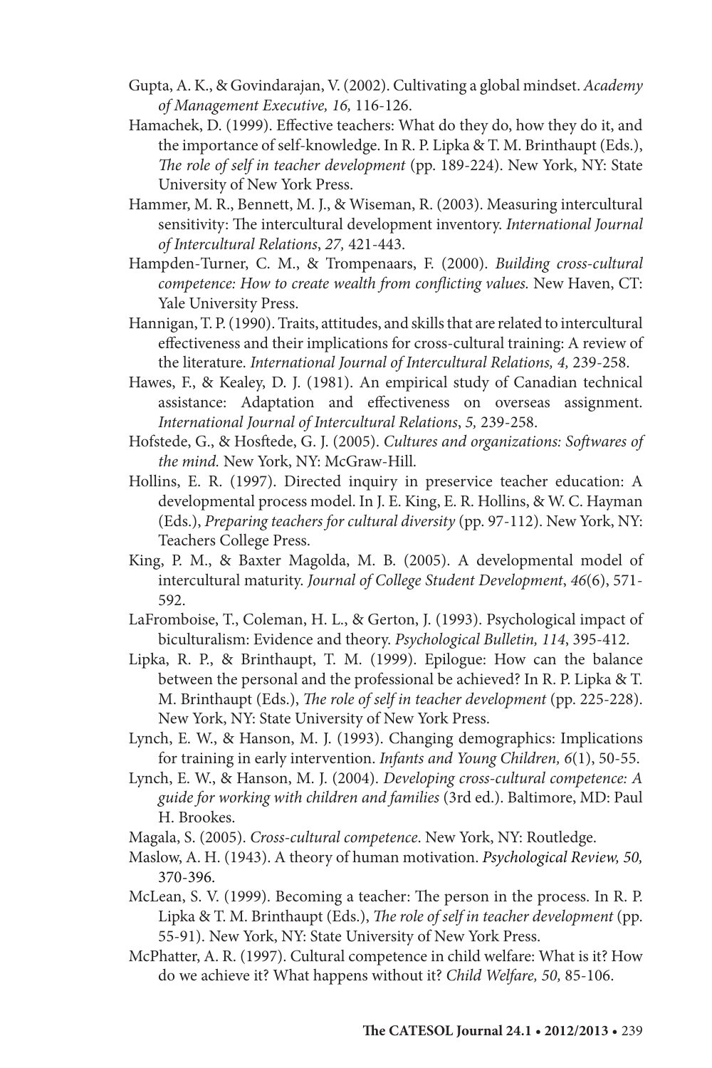Gupta, A. K., & Govindarajan, V. (2002). Cultivating a global mindset. *Academy of Management Executive, 16,* 116-126.

Hamachek, D. (1999). Effective teachers: What do they do, how they do it, and the importance of self-knowledge. In R. P. Lipka & T. M. Brinthaupt (Eds.), *The role of self in teacher development* (pp. 189-224). New York, NY: State University of New York Press.

Hammer, M. R., Bennett, M. J., & Wiseman, R. (2003). Measuring intercultural sensitivity: The intercultural development inventory. *International Journal of Intercultural Relations*, *27,* 421-443.

Hampden-Turner, C. M., & Trompenaars, F. (2000). *Building cross-cultural competence: How to create wealth from conflicting values.* New Haven, CT: Yale University Press.

Hannigan, T. P. (1990). Traits, attitudes, and skills that are related to intercultural effectiveness and their implications for cross-cultural training: A review of the literature. *International Journal of Intercultural Relations, 4,* 239-258.

Hawes, F., & Kealey, D. J. (1981). An empirical study of Canadian technical assistance: Adaptation and effectiveness on overseas assignment. *International Journal of Intercultural Relations*, *5,* 239-258.

Hofstede, G., & Hosftede, G. J. (2005). *Cultures and organizations: Softwares of the mind.* New York, NY: McGraw-Hill.

Hollins, E. R. (1997). Directed inquiry in preservice teacher education: A developmental process model. In J. E. King, E. R. Hollins, & W. C. Hayman (Eds.), *Preparing teachers for cultural diversity* (pp. 97-112). New York, NY: Teachers College Press.

King, P. M., & Baxter Magolda, M. B. (2005). A developmental model of intercultural maturity. *Journal of College Student Development*, *46*(6), 571-592.

LaFromboise, T., Coleman, H. L., & Gerton, J. (1993). Psychological impact of biculturalism: Evidence and theory. *Psychological Bulletin, 114*, 395-412.

Lipka, R. P., & Brinthaupt, T. M. (1999). Epilogue: How can the balance between the personal and the professional be achieved? In R. P. Lipka & T. M. Brinthaupt (Eds.), *The role of self in teacher development* (pp. 225-228). New York, NY: State University of New York Press.

Lynch, E. W., & Hanson, M. J. (1993). Changing demographics: Implications for training in early intervention. *Infants and Young Children, 6*(1), 50-55.

Lynch, E. W., & Hanson, M. J. (2004). *Developing cross-cultural competence: A guide for working with children and families* (3rd ed.). Baltimore, MD: Paul H. Brookes.

Magala, S. (2005). *Cross-cultural competence*. New York, NY: Routledge.

Maslow, A. H. (1943). A theory of human motivation. *Psychological Review, 50,* 370-396.

McLean, S. V. (1999). Becoming a teacher: The person in the process. In R. P. Lipka & T. M. Brinthaupt (Eds.), *The role of self in teacher development* (pp. 55-91). New York, NY: State University of New York Press.

McPhatter, A. R. (1997). Cultural competence in child welfare: What is it? How do we achieve it? What happens without it? *Child Welfare, 50,* 85-106.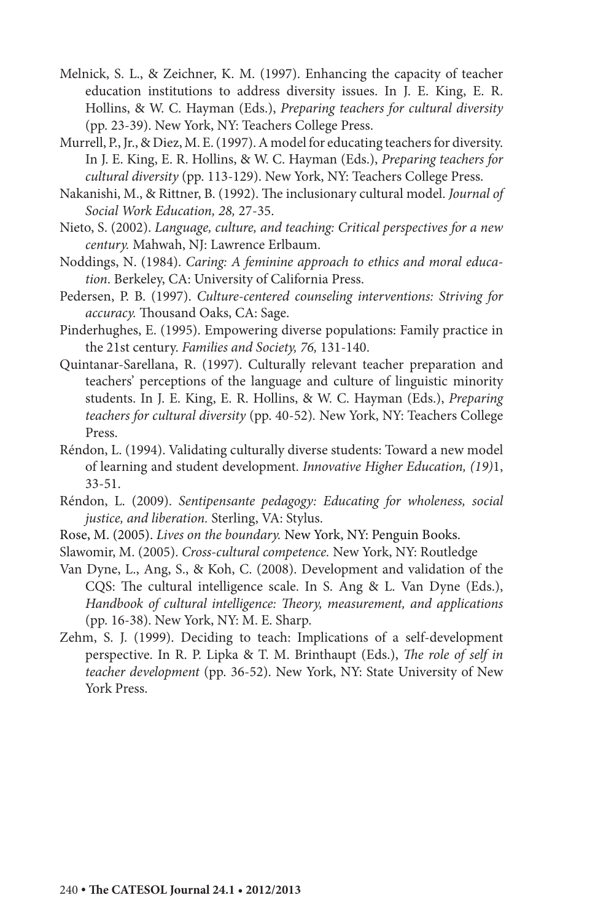Melnick, S. L., & Zeichner, K. M. (1997). Enhancing the capacity of teacher education institutions to address diversity issues. In J. E. King, E. R. Hollins, & W. C. Hayman (Eds.), *Preparing teachers for cultural diversity* (pp. 23-39). New York, NY: Teachers College Press.

Murrell, P., Jr., & Diez, M. E. (1997). A model for educating teachers for diversity. In J. E. King, E. R. Hollins, & W. C. Hayman (Eds.), *Preparing teachers for cultural diversity* (pp. 113-129). New York, NY: Teachers College Press.

Nakanishi, M., & Rittner, B. (1992). The inclusionary cultural model. *Journal of Social Work Education, 28,* 27-35.

Nieto, S. (2002). *Language, culture, and teaching: Critical perspectives for a new century.* Mahwah, NJ: Lawrence Erlbaum.

Noddings, N. (1984). *Caring: A feminine approach to ethics and moral education*. Berkeley, CA: University of California Press.

Pedersen, P. B. (1997). *Culture-centered counseling interventions: Striving for accuracy.* Thousand Oaks, CA: Sage.

Pinderhughes, E. (1995). Empowering diverse populations: Family practice in the 21st century. *Families and Society, 76,* 131-140.

Quintanar-Sarellana, R. (1997). Culturally relevant teacher preparation and teachers' perceptions of the language and culture of linguistic minority students. In J. E. King, E. R. Hollins, & W. C. Hayman (Eds.), *Preparing teachers for cultural diversity* (pp. 40-52). New York, NY: Teachers College Press.

Réndon, L. (1994). Validating culturally diverse students: Toward a new model of learning and student development. *Innovative Higher Education, (19)*1, 33-51.

Réndon, L. (2009). *Sentipensante pedagogy: Educating for wholeness, social justice, and liberation.* Sterling, VA: Stylus.

Rose, M. (2005). *Lives on the boundary.* New York, NY: Penguin Books.

Slawomir, M. (2005). *Cross-cultural competence.* New York, NY: Routledge

Van Dyne, L., Ang, S., & Koh, C. (2008). Development and validation of the CQS: The cultural intelligence scale. In S. Ang & L. Van Dyne (Eds.), *Handbook of cultural intelligence: Theory, measurement, and applications* (pp. 16-38). New York, NY: M. E. Sharp.

Zehm, S. J. (1999). Deciding to teach: Implications of a self-development perspective. In R. P. Lipka & T. M. Brinthaupt (Eds.), *The role of self in teacher development* (pp. 36-52). New York, NY: State University of New York Press.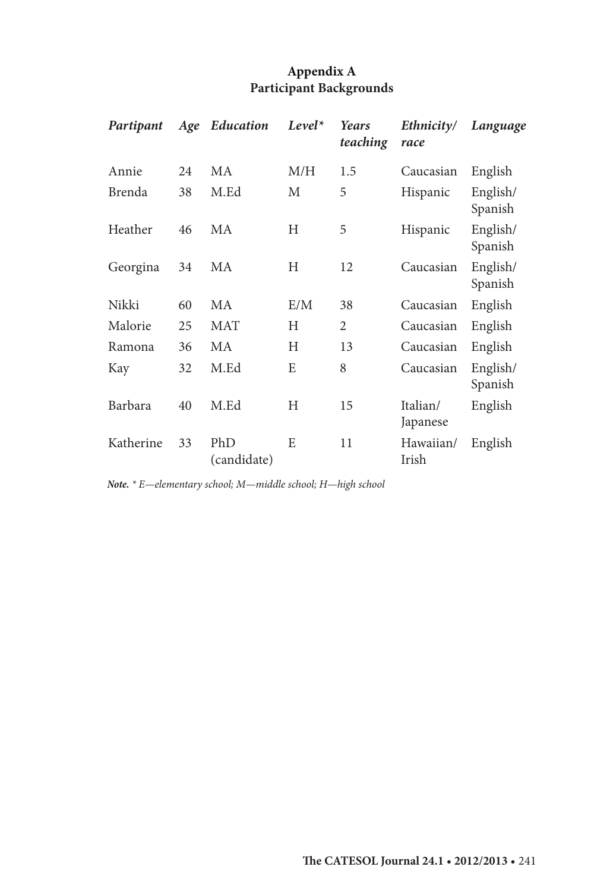## Appendix A
## Participant Backgrounds

| *Partipant* | *Age* | *Education* | *Level\** | *Years teaching* | *Ethnicity/ race* | *Language* |
|---|---|---|---|---|---|---|
| Annie | 24 | MA | M/H | 1.5 | Caucasian | English |
| Brenda | 38 | M.Ed | M | 5 | Hispanic | English/ Spanish |
| Heather | 46 | MA | H | 5 | Hispanic | English/ Spanish |
| Georgina | 34 | MA | H | 12 | Caucasian | English/ Spanish |
| Nikki | 60 | MA | E/M | 38 | Caucasian | English |
| Malorie | 25 | MAT | H | 2 | Caucasian | English |
| Ramona | 36 | MA | H | 13 | Caucasian | English |
| Kay | 32 | M.Ed | E | 8 | Caucasian | English/ Spanish |
| Barbara | 40 | M.Ed | H | 15 | Italian/ Japanese | English |
| Katherine | 33 | PhD (candidate) | E | 11 | Hawaiian/ Irish | English |

***Note.*** *\* E—elementary school; M—middle school; H—high school*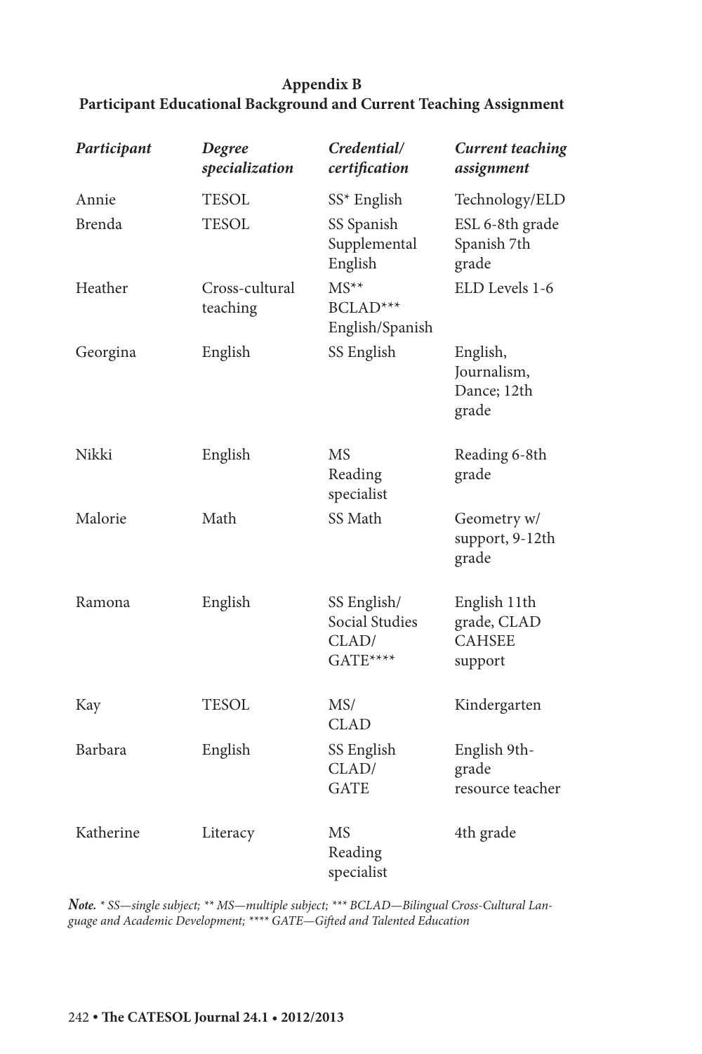**Appendix B**
**Participant Educational Background and Current Teaching Assignment**

| *Participant* | *Degree specialization* | *Credential/ certification* | *Current teaching assignment* |
|---|---|---|---|
| Annie | TESOL | SS* English | Technology/ELD |
| Brenda | TESOL | SS Spanish Supplemental English | ESL 6-8th grade Spanish 7th grade |
| Heather | Cross-cultural teaching | MS** BCLAD*** English/Spanish | ELD Levels 1-6 |
| Georgina | English | SS English | English, Journalism, Dance; 12th grade |
| Nikki | English | MS Reading specialist | Reading 6-8th grade |
| Malorie | Math | SS Math | Geometry w/ support, 9-12th grade |
| Ramona | English | SS English/ Social Studies CLAD/ GATE**** | English 11th grade, CLAD CAHSEE support |
| Kay | TESOL | MS/ CLAD | Kindergarten |
| Barbara | English | SS English CLAD/ GATE | English 9th-grade resource teacher |
| Katherine | Literacy | MS Reading specialist | 4th grade |

***Note.*** *\* SS—single subject; \*\* MS—multiple subject; \*\*\* BCLAD—Bilingual Cross-Cultural Language and Academic Development; \*\*\*\* GATE—Gifted and Talented Education*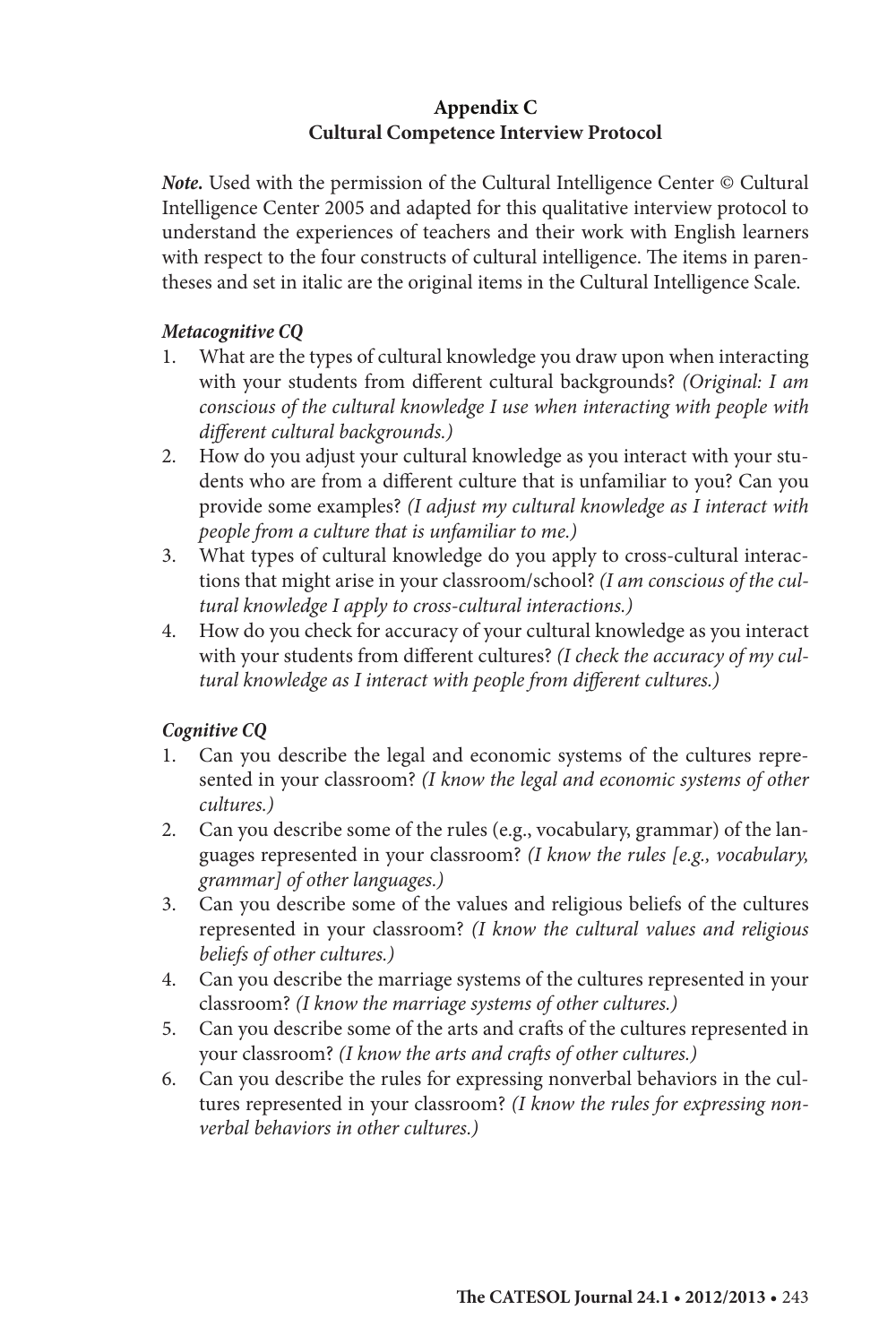## Appendix C
## Cultural Competence Interview Protocol

***Note.*** Used with the permission of the Cultural Intelligence Center © Cultural Intelligence Center 2005 and adapted for this qualitative interview protocol to understand the experiences of teachers and their work with English learners with respect to the four constructs of cultural intelligence. The items in parentheses and set in italic are the original items in the Cultural Intelligence Scale.

### *Metacognitive CQ*

1. What are the types of cultural knowledge you draw upon when interacting with your students from different cultural backgrounds? *(Original: I am conscious of the cultural knowledge I use when interacting with people with different cultural backgrounds.)*
2. How do you adjust your cultural knowledge as you interact with your students who are from a different culture that is unfamiliar to you? Can you provide some examples? *(I adjust my cultural knowledge as I interact with people from a culture that is unfamiliar to me.)*
3. What types of cultural knowledge do you apply to cross-cultural interactions that might arise in your classroom/school? *(I am conscious of the cultural knowledge I apply to cross-cultural interactions.)*
4. How do you check for accuracy of your cultural knowledge as you interact with your students from different cultures? *(I check the accuracy of my cultural knowledge as I interact with people from different cultures.)*

### *Cognitive CQ*

1. Can you describe the legal and economic systems of the cultures represented in your classroom? *(I know the legal and economic systems of other cultures.)*
2. Can you describe some of the rules (e.g., vocabulary, grammar) of the languages represented in your classroom? *(I know the rules [e.g., vocabulary, grammar] of other languages.)*
3. Can you describe some of the values and religious beliefs of the cultures represented in your classroom? *(I know the cultural values and religious beliefs of other cultures.)*
4. Can you describe the marriage systems of the cultures represented in your classroom? *(I know the marriage systems of other cultures.)*
5. Can you describe some of the arts and crafts of the cultures represented in your classroom? *(I know the arts and crafts of other cultures.)*
6. Can you describe the rules for expressing nonverbal behaviors in the cultures represented in your classroom? *(I know the rules for expressing nonverbal behaviors in other cultures.)*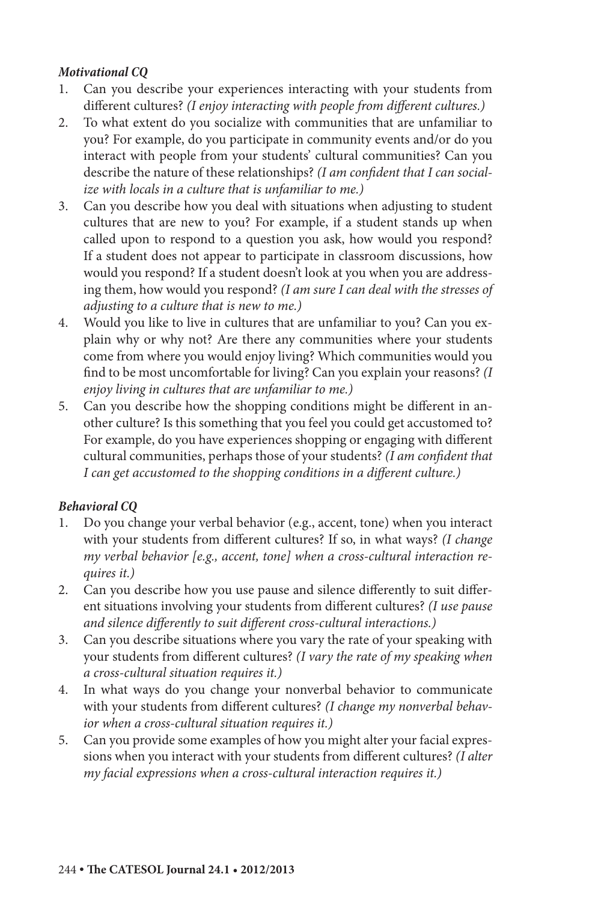***Motivational CQ***

1. Can you describe your experiences interacting with your students from different cultures? *(I enjoy interacting with people from different cultures.)*
2. To what extent do you socialize with communities that are unfamiliar to you? For example, do you participate in community events and/or do you interact with people from your students' cultural communities? Can you describe the nature of these relationships? *(I am confident that I can socialize with locals in a culture that is unfamiliar to me.)*
3. Can you describe how you deal with situations when adjusting to student cultures that are new to you? For example, if a student stands up when called upon to respond to a question you ask, how would you respond? If a student does not appear to participate in classroom discussions, how would you respond? If a student doesn't look at you when you are addressing them, how would you respond? *(I am sure I can deal with the stresses of adjusting to a culture that is new to me.)*
4. Would you like to live in cultures that are unfamiliar to you? Can you explain why or why not? Are there any communities where your students come from where you would enjoy living? Which communities would you find to be most uncomfortable for living? Can you explain your reasons? *(I enjoy living in cultures that are unfamiliar to me.)*
5. Can you describe how the shopping conditions might be different in another culture? Is this something that you feel you could get accustomed to? For example, do you have experiences shopping or engaging with different cultural communities, perhaps those of your students? *(I am confident that I can get accustomed to the shopping conditions in a different culture.)*

***Behavioral CQ***

1. Do you change your verbal behavior (e.g., accent, tone) when you interact with your students from different cultures? If so, in what ways? *(I change my verbal behavior [e.g., accent, tone] when a cross-cultural interaction requires it.)*
2. Can you describe how you use pause and silence differently to suit different situations involving your students from different cultures? *(I use pause and silence differently to suit different cross-cultural interactions.)*
3. Can you describe situations where you vary the rate of your speaking with your students from different cultures? *(I vary the rate of my speaking when a cross-cultural situation requires it.)*
4. In what ways do you change your nonverbal behavior to communicate with your students from different cultures? *(I change my nonverbal behavior when a cross-cultural situation requires it.)*
5. Can you provide some examples of how you might alter your facial expressions when you interact with your students from different cultures? *(I alter my facial expressions when a cross-cultural interaction requires it.)*